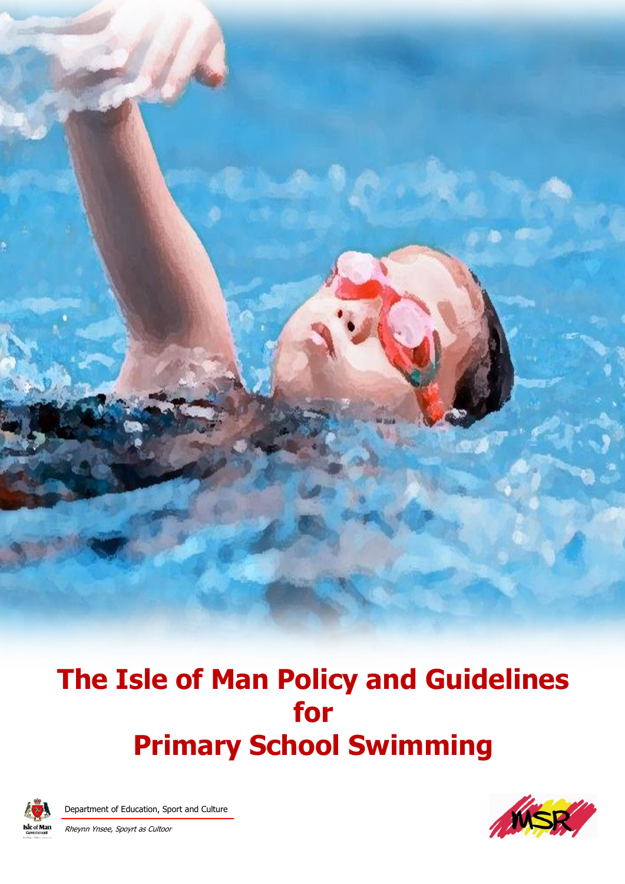# The Isle of Man Policy and Guidelines for Primary School Swimming

Department of Education, Sport and Culture

*Rheynn Ynsee, Spoyrt as Cultoor*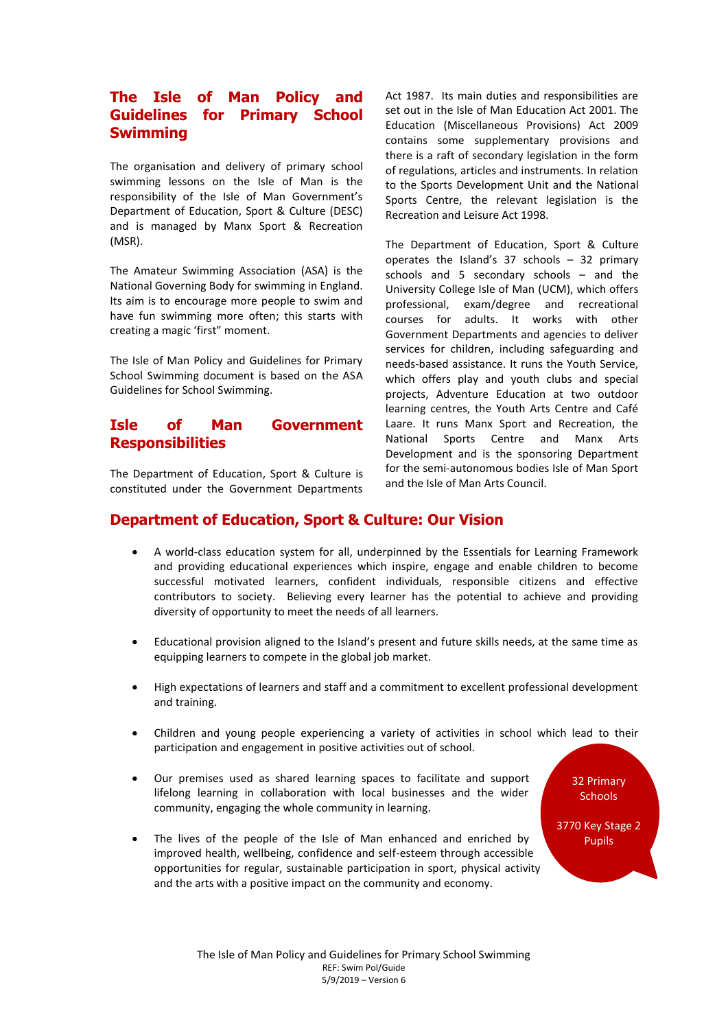## The Isle of Man Policy and Guidelines for Primary School Swimming

The organisation and delivery of primary school swimming lessons on the Isle of Man is the responsibility of the Isle of Man Government's Department of Education, Sport & Culture (DESC) and is managed by Manx Sport & Recreation (MSR).

The Amateur Swimming Association (ASA) is the National Governing Body for swimming in England. Its aim is to encourage more people to swim and have fun swimming more often; this starts with creating a magic 'first" moment.

The Isle of Man Policy and Guidelines for Primary School Swimming document is based on the ASA Guidelines for School Swimming.

## Isle of Man Government Responsibilities

The Department of Education, Sport & Culture is constituted under the Government Departments Act 1987. Its main duties and responsibilities are set out in the Isle of Man Education Act 2001. The Education (Miscellaneous Provisions) Act 2009 contains some supplementary provisions and there is a raft of secondary legislation in the form of regulations, articles and instruments. In relation to the Sports Development Unit and the National Sports Centre, the relevant legislation is the Recreation and Leisure Act 1998.

The Department of Education, Sport & Culture operates the Island's 37 schools – 32 primary schools and 5 secondary schools – and the University College Isle of Man (UCM), which offers professional, exam/degree and recreational courses for adults. It works with other Government Departments and agencies to deliver services for children, including safeguarding and needs-based assistance. It runs the Youth Service, which offers play and youth clubs and special projects, Adventure Education at two outdoor learning centres, the Youth Arts Centre and Café Laare. It runs Manx Sport and Recreation, the National Sports Centre and Manx Arts Development and is the sponsoring Department for the semi-autonomous bodies Isle of Man Sport and the Isle of Man Arts Council.

## Department of Education, Sport & Culture: Our Vision

- A world-class education system for all, underpinned by the Essentials for Learning Framework and providing educational experiences which inspire, engage and enable children to become successful motivated learners, confident individuals, responsible citizens and effective contributors to society. Believing every learner has the potential to achieve and providing diversity of opportunity to meet the needs of all learners.
- Educational provision aligned to the Island's present and future skills needs, at the same time as equipping learners to compete in the global job market.
- High expectations of learners and staff and a commitment to excellent professional development and training.
- Children and young people experiencing a variety of activities in school which lead to their participation and engagement in positive activities out of school.
- Our premises used as shared learning spaces to facilitate and support lifelong learning in collaboration with local businesses and the wider community, engaging the whole community in learning.
- The lives of the people of the Isle of Man enhanced and enriched by improved health, wellbeing, confidence and self-esteem through accessible opportunities for regular, sustainable participation in sport, physical activity and the arts with a positive impact on the community and economy.

32 Primary Schools

3770 Key Stage 2 Pupils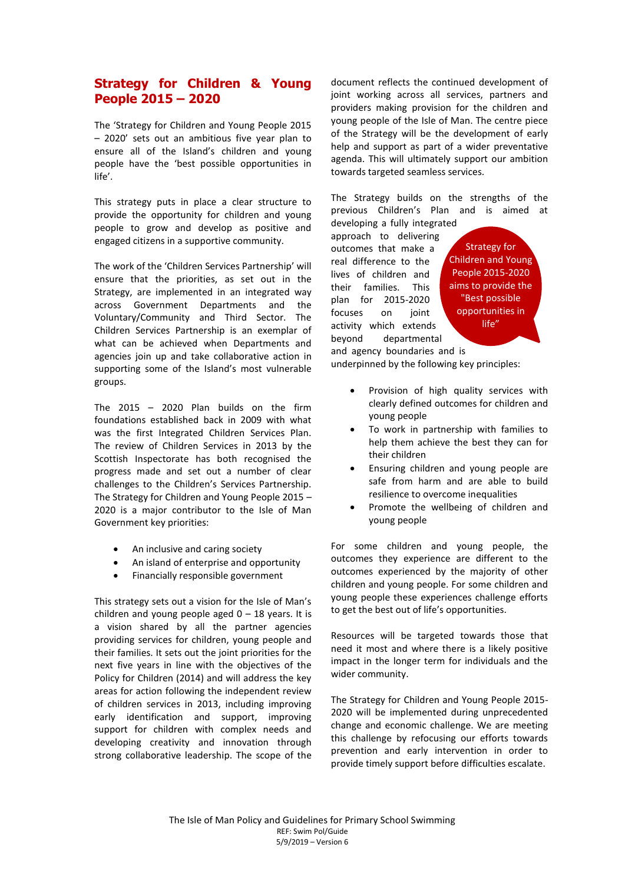## Strategy for Children & Young People 2015 – 2020

The 'Strategy for Children and Young People 2015 – 2020' sets out an ambitious five year plan to ensure all of the Island's children and young people have the 'best possible opportunities in life'.

This strategy puts in place a clear structure to provide the opportunity for children and young people to grow and develop as positive and engaged citizens in a supportive community.

The work of the 'Children Services Partnership' will ensure that the priorities, as set out in the Strategy, are implemented in an integrated way across Government Departments and the Voluntary/Community and Third Sector. The Children Services Partnership is an exemplar of what can be achieved when Departments and agencies join up and take collaborative action in supporting some of the Island's most vulnerable groups.

The 2015 – 2020 Plan builds on the firm foundations established back in 2009 with what was the first Integrated Children Services Plan. The review of Children Services in 2013 by the Scottish Inspectorate has both recognised the progress made and set out a number of clear challenges to the Children's Services Partnership. The Strategy for Children and Young People 2015 – 2020 is a major contributor to the Isle of Man Government key priorities:

- An inclusive and caring society
- An island of enterprise and opportunity
- Financially responsible government

This strategy sets out a vision for the Isle of Man's children and young people aged 0 – 18 years. It is a vision shared by all the partner agencies providing services for children, young people and their families. It sets out the joint priorities for the next five years in line with the objectives of the Policy for Children (2014) and will address the key areas for action following the independent review of children services in 2013, including improving early identification and support, improving support for children with complex needs and developing creativity and innovation through strong collaborative leadership. The scope of the document reflects the continued development of joint working across all services, partners and providers making provision for the children and young people of the Isle of Man. The centre piece of the Strategy will be the development of early help and support as part of a wider preventative agenda. This will ultimately support our ambition towards targeted seamless services.

The Strategy builds on the strengths of the previous Children's Plan and is aimed at developing a fully integrated approach to delivering outcomes that make a real difference to the lives of children and their families. This plan for 2015-2020 focuses on joint activity which extends beyond departmental and agency boundaries and is underpinned by the following key principles:

Strategy for Children and Young People 2015-2020 aims to provide the "Best possible opportunities in life"

- Provision of high quality services with clearly defined outcomes for children and young people
- To work in partnership with families to help them achieve the best they can for their children
- Ensuring children and young people are safe from harm and are able to build resilience to overcome inequalities
- Promote the wellbeing of children and young people

For some children and young people, the outcomes they experience are different to the outcomes experienced by the majority of other children and young people. For some children and young people these experiences challenge efforts to get the best out of life's opportunities.

Resources will be targeted towards those that need it most and where there is a likely positive impact in the longer term for individuals and the wider community.

The Strategy for Children and Young People 2015-2020 will be implemented during unprecedented change and economic challenge. We are meeting this challenge by refocusing our efforts towards prevention and early intervention in order to provide timely support before difficulties escalate.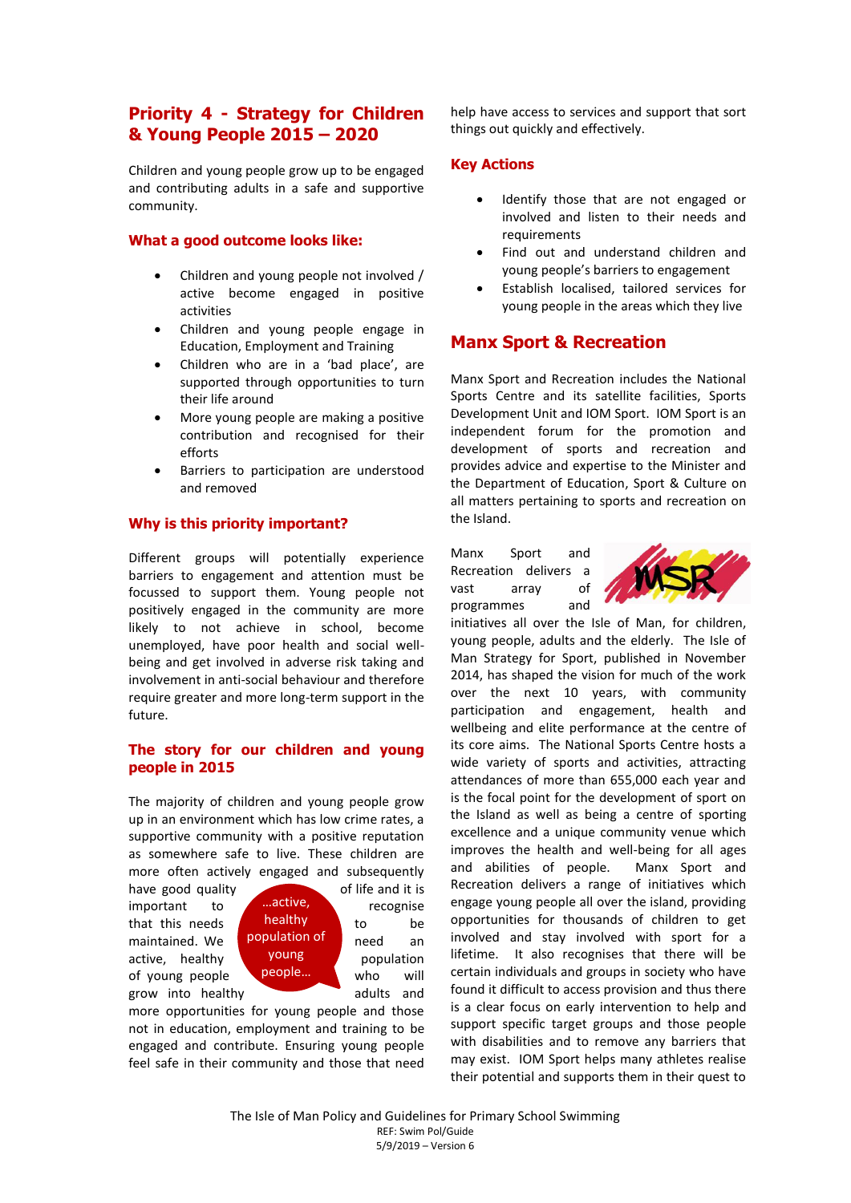## Priority 4 - Strategy for Children & Young People 2015 – 2020

Children and young people grow up to be engaged and contributing adults in a safe and supportive community.

### What a good outcome looks like:

- Children and young people not involved / active become engaged in positive activities
- Children and young people engage in Education, Employment and Training
- Children who are in a 'bad place', are supported through opportunities to turn their life around
- More young people are making a positive contribution and recognised for their efforts
- Barriers to participation are understood and removed

### Why is this priority important?

Different groups will potentially experience barriers to engagement and attention must be focussed to support them. Young people not positively engaged in the community are more likely to not achieve in school, become unemployed, have poor health and social well-being and get involved in adverse risk taking and involvement in anti-social behaviour and therefore require greater and more long-term support in the future.

### The story for our children and young people in 2015

The majority of children and young people grow up in an environment which has low crime rates, a supportive community with a positive reputation as somewhere safe to live. These children are more often actively engaged and subsequently have good quality of life and it is important to recognise that this needs to be maintained. We need an active, healthy population of young people who will grow into healthy adults and more opportunities for young people and those not in education, employment and training to be engaged and contribute. Ensuring young people feel safe in their community and those that need help have access to services and support that sort things out quickly and effectively.

> …active, healthy population of young people…

### Key Actions

- Identify those that are not engaged or involved and listen to their needs and requirements
- Find out and understand children and young people's barriers to engagement
- Establish localised, tailored services for young people in the areas which they live

## Manx Sport & Recreation

Manx Sport and Recreation includes the National Sports Centre and its satellite facilities, Sports Development Unit and IOM Sport. IOM Sport is an independent forum for the promotion and development of sports and recreation and provides advice and expertise to the Minister and the Department of Education, Sport & Culture on all matters pertaining to sports and recreation on the Island.

Manx Sport and Recreation delivers a vast array of programmes and initiatives all over the Isle of Man, for children, young people, adults and the elderly. The Isle of Man Strategy for Sport, published in November 2014, has shaped the vision for much of the work over the next 10 years, with community participation and engagement, health and wellbeing and elite performance at the centre of its core aims. The National Sports Centre hosts a wide variety of sports and activities, attracting attendances of more than 655,000 each year and is the focal point for the development of sport on the Island as well as being a centre of sporting excellence and a unique community venue which improves the health and well-being for all ages and abilities of people. Manx Sport and Recreation delivers a range of initiatives which engage young people all over the island, providing opportunities for thousands of children to get involved and stay involved with sport for a lifetime. It also recognises that there will be certain individuals and groups in society who have found it difficult to access provision and thus there is a clear focus on early intervention to help and support specific target groups and those people with disabilities and to remove any barriers that may exist. IOM Sport helps many athletes realise their potential and supports them in their quest to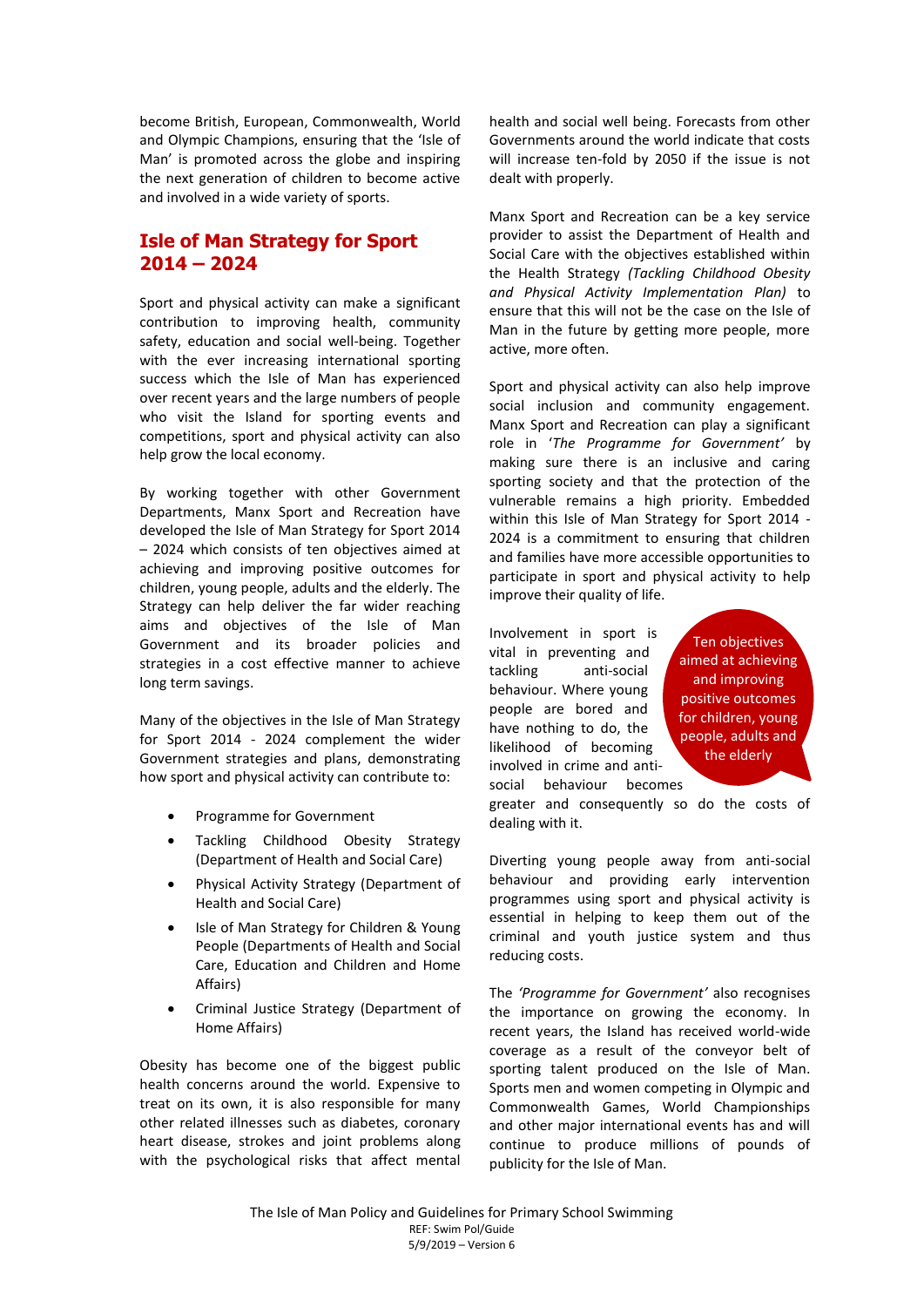become British, European, Commonwealth, World and Olympic Champions, ensuring that the 'Isle of Man' is promoted across the globe and inspiring the next generation of children to become active and involved in a wide variety of sports.

## Isle of Man Strategy for Sport 2014 – 2024

Sport and physical activity can make a significant contribution to improving health, community safety, education and social well-being. Together with the ever increasing international sporting success which the Isle of Man has experienced over recent years and the large numbers of people who visit the Island for sporting events and competitions, sport and physical activity can also help grow the local economy.

By working together with other Government Departments, Manx Sport and Recreation have developed the Isle of Man Strategy for Sport 2014 – 2024 which consists of ten objectives aimed at achieving and improving positive outcomes for children, young people, adults and the elderly. The Strategy can help deliver the far wider reaching aims and objectives of the Isle of Man Government and its broader policies and strategies in a cost effective manner to achieve long term savings.

Many of the objectives in the Isle of Man Strategy for Sport 2014 - 2024 complement the wider Government strategies and plans, demonstrating how sport and physical activity can contribute to:

- Programme for Government
- Tackling Childhood Obesity Strategy (Department of Health and Social Care)
- Physical Activity Strategy (Department of Health and Social Care)
- Isle of Man Strategy for Children & Young People (Departments of Health and Social Care, Education and Children and Home Affairs)
- Criminal Justice Strategy (Department of Home Affairs)

Obesity has become one of the biggest public health concerns around the world. Expensive to treat on its own, it is also responsible for many other related illnesses such as diabetes, coronary heart disease, strokes and joint problems along with the psychological risks that affect mental health and social well being. Forecasts from other Governments around the world indicate that costs will increase ten-fold by 2050 if the issue is not dealt with properly.

Manx Sport and Recreation can be a key service provider to assist the Department of Health and Social Care with the objectives established within the Health Strategy *(Tackling Childhood Obesity and Physical Activity Implementation Plan)* to ensure that this will not be the case on the Isle of Man in the future by getting more people, more active, more often.

Sport and physical activity can also help improve social inclusion and community engagement. Manx Sport and Recreation can play a significant role in '*The Programme for Government'* by making sure there is an inclusive and caring sporting society and that the protection of the vulnerable remains a high priority. Embedded within this Isle of Man Strategy for Sport 2014 - 2024 is a commitment to ensuring that children and families have more accessible opportunities to participate in sport and physical activity to help improve their quality of life.

> Ten objectives aimed at achieving and improving positive outcomes for children, young people, adults and the elderly

Involvement in sport is vital in preventing and tackling anti-social behaviour. Where young people are bored and have nothing to do, the likelihood of becoming involved in crime and anti-social behaviour becomes greater and consequently so do the costs of dealing with it.

Diverting young people away from anti-social behaviour and providing early intervention programmes using sport and physical activity is essential in helping to keep them out of the criminal and youth justice system and thus reducing costs.

The *'Programme for Government'* also recognises the importance on growing the economy. In recent years, the Island has received world-wide coverage as a result of the conveyor belt of sporting talent produced on the Isle of Man. Sports men and women competing in Olympic and Commonwealth Games, World Championships and other major international events has and will continue to produce millions of pounds of publicity for the Isle of Man.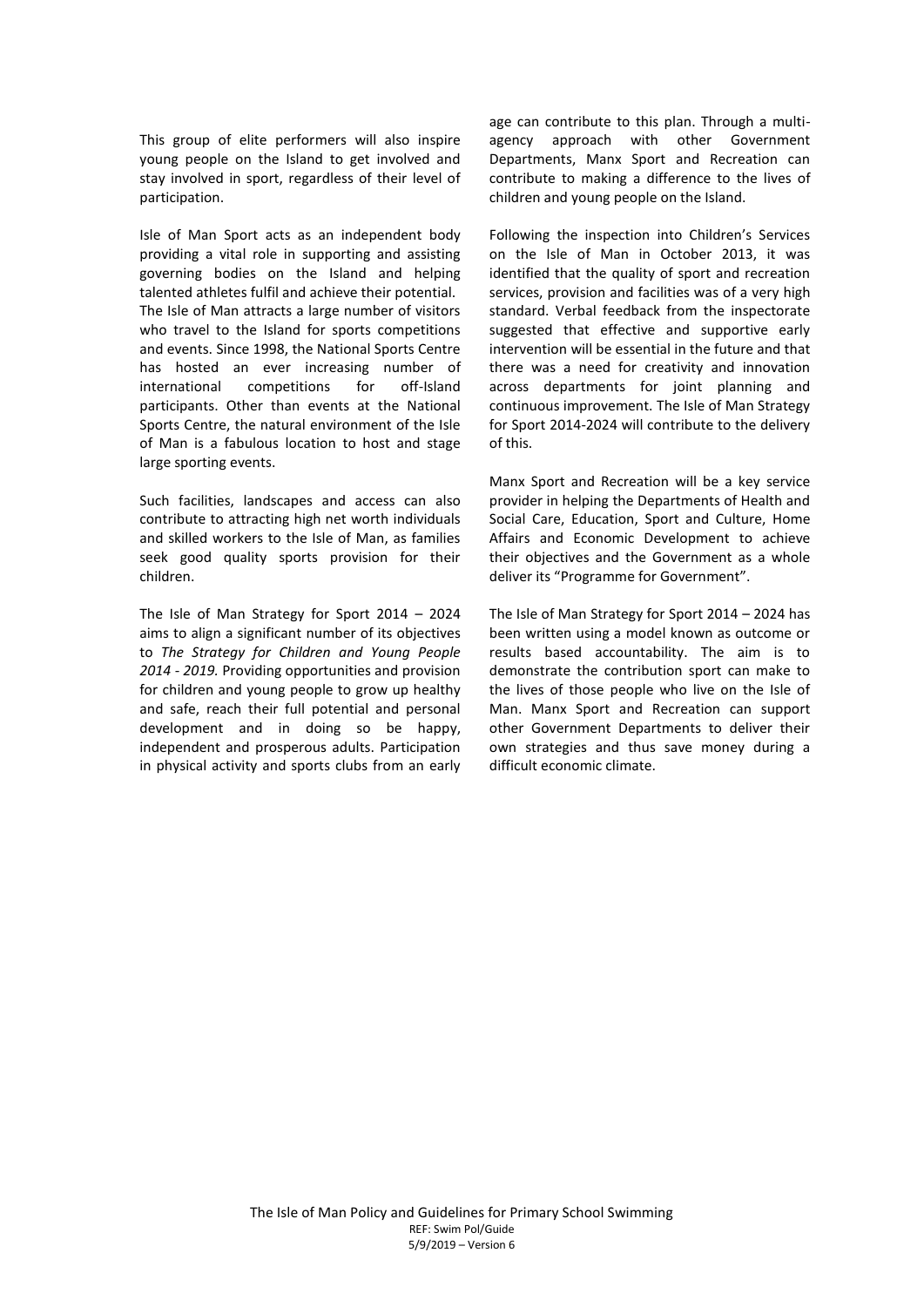This group of elite performers will also inspire young people on the Island to get involved and stay involved in sport, regardless of their level of participation.

Isle of Man Sport acts as an independent body providing a vital role in supporting and assisting governing bodies on the Island and helping talented athletes fulfil and achieve their potential. The Isle of Man attracts a large number of visitors who travel to the Island for sports competitions and events. Since 1998, the National Sports Centre has hosted an ever increasing number of international competitions for off-Island participants. Other than events at the National Sports Centre, the natural environment of the Isle of Man is a fabulous location to host and stage large sporting events.

Such facilities, landscapes and access can also contribute to attracting high net worth individuals and skilled workers to the Isle of Man, as families seek good quality sports provision for their children.

The Isle of Man Strategy for Sport 2014 – 2024 aims to align a significant number of its objectives to *The Strategy for Children and Young People 2014 - 2019.* Providing opportunities and provision for children and young people to grow up healthy and safe, reach their full potential and personal development and in doing so be happy, independent and prosperous adults. Participation in physical activity and sports clubs from an early age can contribute to this plan. Through a multi-agency approach with other Government Departments, Manx Sport and Recreation can contribute to making a difference to the lives of children and young people on the Island.

Following the inspection into Children's Services on the Isle of Man in October 2013, it was identified that the quality of sport and recreation services, provision and facilities was of a very high standard. Verbal feedback from the inspectorate suggested that effective and supportive early intervention will be essential in the future and that there was a need for creativity and innovation across departments for joint planning and continuous improvement. The Isle of Man Strategy for Sport 2014-2024 will contribute to the delivery of this.

Manx Sport and Recreation will be a key service provider in helping the Departments of Health and Social Care, Education, Sport and Culture, Home Affairs and Economic Development to achieve their objectives and the Government as a whole deliver its "Programme for Government".

The Isle of Man Strategy for Sport 2014 – 2024 has been written using a model known as outcome or results based accountability. The aim is to demonstrate the contribution sport can make to the lives of those people who live on the Isle of Man. Manx Sport and Recreation can support other Government Departments to deliver their own strategies and thus save money during a difficult economic climate.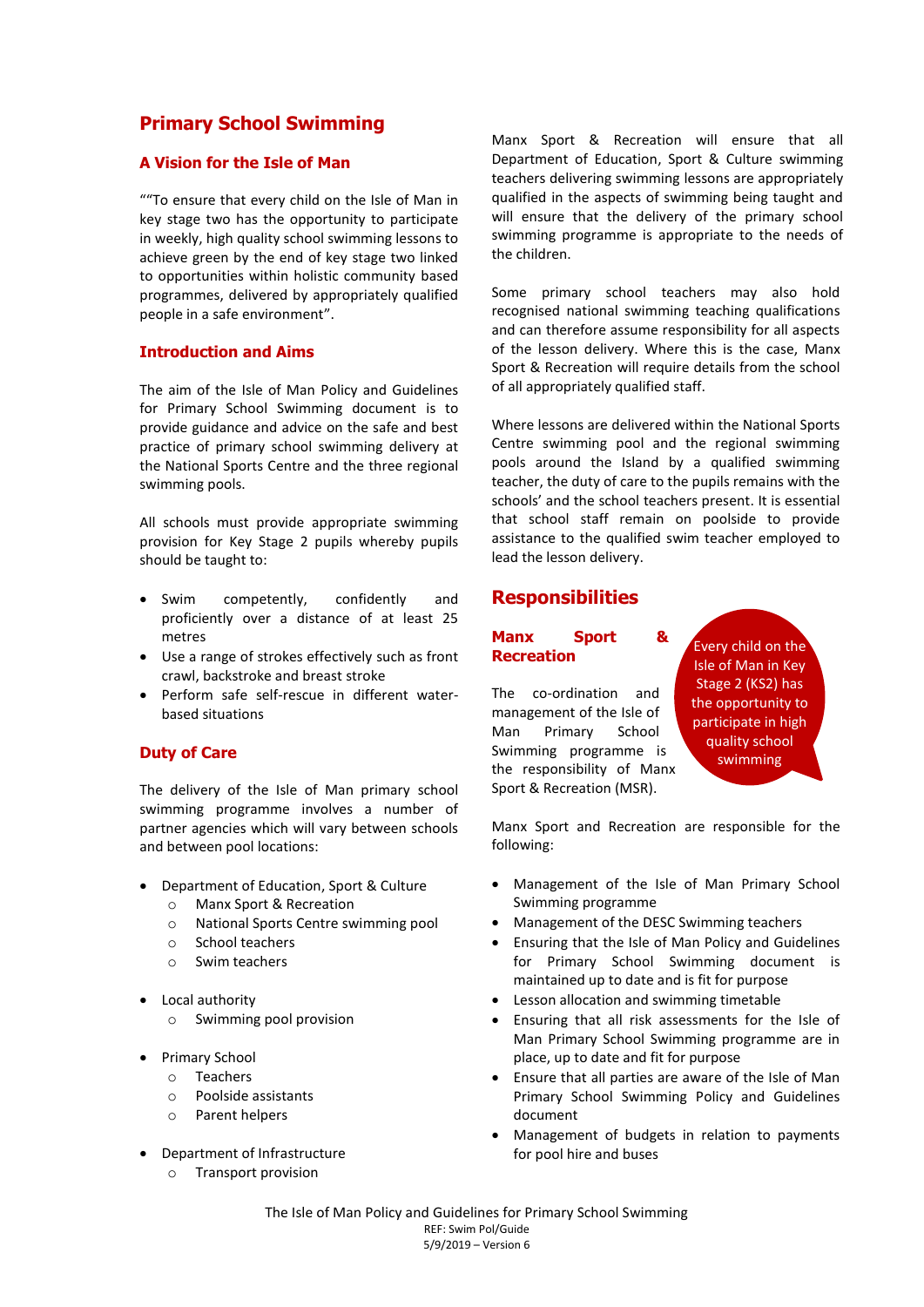# Primary School Swimming

## A Vision for the Isle of Man

""To ensure that every child on the Isle of Man in key stage two has the opportunity to participate in weekly, high quality school swimming lessons to achieve green by the end of key stage two linked to opportunities within holistic community based programmes, delivered by appropriately qualified people in a safe environment".

## Introduction and Aims

The aim of the Isle of Man Policy and Guidelines for Primary School Swimming document is to provide guidance and advice on the safe and best practice of primary school swimming delivery at the National Sports Centre and the three regional swimming pools.

All schools must provide appropriate swimming provision for Key Stage 2 pupils whereby pupils should be taught to:

- Swim competently, confidently and proficiently over a distance of at least 25 metres
- Use a range of strokes effectively such as front crawl, backstroke and breast stroke
- Perform safe self-rescue in different water-based situations

## Duty of Care

The delivery of the Isle of Man primary school swimming programme involves a number of partner agencies which will vary between schools and between pool locations:

- Department of Education, Sport & Culture
  - Manx Sport & Recreation
  - National Sports Centre swimming pool
  - School teachers
  - Swim teachers

- Local authority
  - Swimming pool provision

- Primary School
  - Teachers
  - Poolside assistants
  - Parent helpers

- Department of Infrastructure
  - Transport provision

Manx Sport & Recreation will ensure that all Department of Education, Sport & Culture swimming teachers delivering swimming lessons are appropriately qualified in the aspects of swimming being taught and will ensure that the delivery of the primary school swimming programme is appropriate to the needs of the children.

Some primary school teachers may also hold recognised national swimming teaching qualifications and can therefore assume responsibility for all aspects of the lesson delivery. Where this is the case, Manx Sport & Recreation will require details from the school of all appropriately qualified staff.

Where lessons are delivered within the National Sports Centre swimming pool and the regional swimming pools around the Island by a qualified swimming teacher, the duty of care to the pupils remains with the schools' and the school teachers present. It is essential that school staff remain on poolside to provide assistance to the qualified swim teacher employed to lead the lesson delivery.

# Responsibilities

## Manx Sport & Recreation

The co-ordination and management of the Isle of Man Primary School Swimming programme is the responsibility of Manx Sport & Recreation (MSR).

Every child on the Isle of Man in Key Stage 2 (KS2) has the opportunity to participate in high quality school swimming

Manx Sport and Recreation are responsible for the following:

- Management of the Isle of Man Primary School Swimming programme
- Management of the DESC Swimming teachers
- Ensuring that the Isle of Man Policy and Guidelines for Primary School Swimming document is maintained up to date and is fit for purpose
- Lesson allocation and swimming timetable
- Ensuring that all risk assessments for the Isle of Man Primary School Swimming programme are in place, up to date and fit for purpose
- Ensure that all parties are aware of the Isle of Man Primary School Swimming Policy and Guidelines document
- Management of budgets in relation to payments for pool hire and buses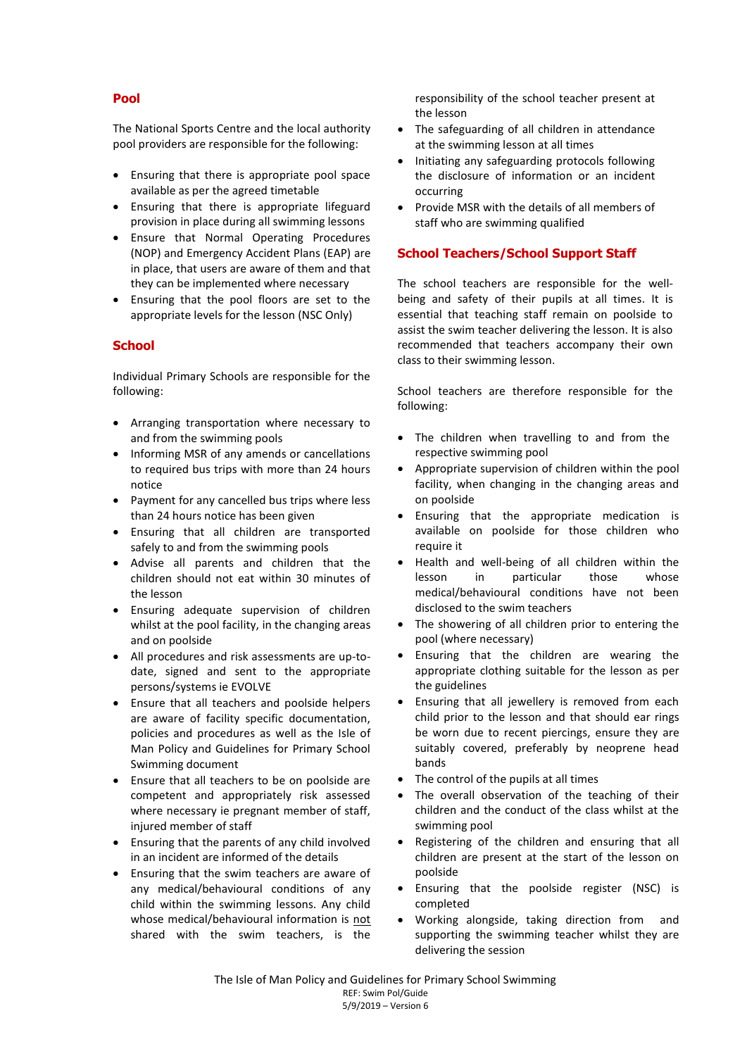## Pool

The National Sports Centre and the local authority pool providers are responsible for the following:

- Ensuring that there is appropriate pool space available as per the agreed timetable
- Ensuring that there is appropriate lifeguard provision in place during all swimming lessons
- Ensure that Normal Operating Procedures (NOP) and Emergency Accident Plans (EAP) are in place, that users are aware of them and that they can be implemented where necessary
- Ensuring that the pool floors are set to the appropriate levels for the lesson (NSC Only)

## School

Individual Primary Schools are responsible for the following:

- Arranging transportation where necessary to and from the swimming pools
- Informing MSR of any amends or cancellations to required bus trips with more than 24 hours notice
- Payment for any cancelled bus trips where less than 24 hours notice has been given
- Ensuring that all children are transported safely to and from the swimming pools
- Advise all parents and children that the children should not eat within 30 minutes of the lesson
- Ensuring adequate supervision of children whilst at the pool facility, in the changing areas and on poolside
- All procedures and risk assessments are up-to-date, signed and sent to the appropriate persons/systems ie EVOLVE
- Ensure that all teachers and poolside helpers are aware of facility specific documentation, policies and procedures as well as the Isle of Man Policy and Guidelines for Primary School Swimming document
- Ensure that all teachers to be on poolside are competent and appropriately risk assessed where necessary ie pregnant member of staff, injured member of staff
- Ensuring that the parents of any child involved in an incident are informed of the details
- Ensuring that the swim teachers are aware of any medical/behavioural conditions of any child within the swimming lessons. Any child whose medical/behavioural information is not shared with the swim teachers, is the responsibility of the school teacher present at the lesson
- The safeguarding of all children in attendance at the swimming lesson at all times
- Initiating any safeguarding protocols following the disclosure of information or an incident occurring
- Provide MSR with the details of all members of staff who are swimming qualified

## School Teachers/School Support Staff

The school teachers are responsible for the well-being and safety of their pupils at all times. It is essential that teaching staff remain on poolside to assist the swim teacher delivering the lesson. It is also recommended that teachers accompany their own class to their swimming lesson.

School teachers are therefore responsible for the following:

- The children when travelling to and from the respective swimming pool
- Appropriate supervision of children within the pool facility, when changing in the changing areas and on poolside
- Ensuring that the appropriate medication is available on poolside for those children who require it
- Health and well-being of all children within the lesson in particular those whose medical/behavioural conditions have not been disclosed to the swim teachers
- The showering of all children prior to entering the pool (where necessary)
- Ensuring that the children are wearing the appropriate clothing suitable for the lesson as per the guidelines
- Ensuring that all jewellery is removed from each child prior to the lesson and that should ear rings be worn due to recent piercings, ensure they are suitably covered, preferably by neoprene head bands
- The control of the pupils at all times
- The overall observation of the teaching of their children and the conduct of the class whilst at the swimming pool
- Registering of the children and ensuring that all children are present at the start of the lesson on poolside
- Ensuring that the poolside register (NSC) is completed
- Working alongside, taking direction from and supporting the swimming teacher whilst they are delivering the session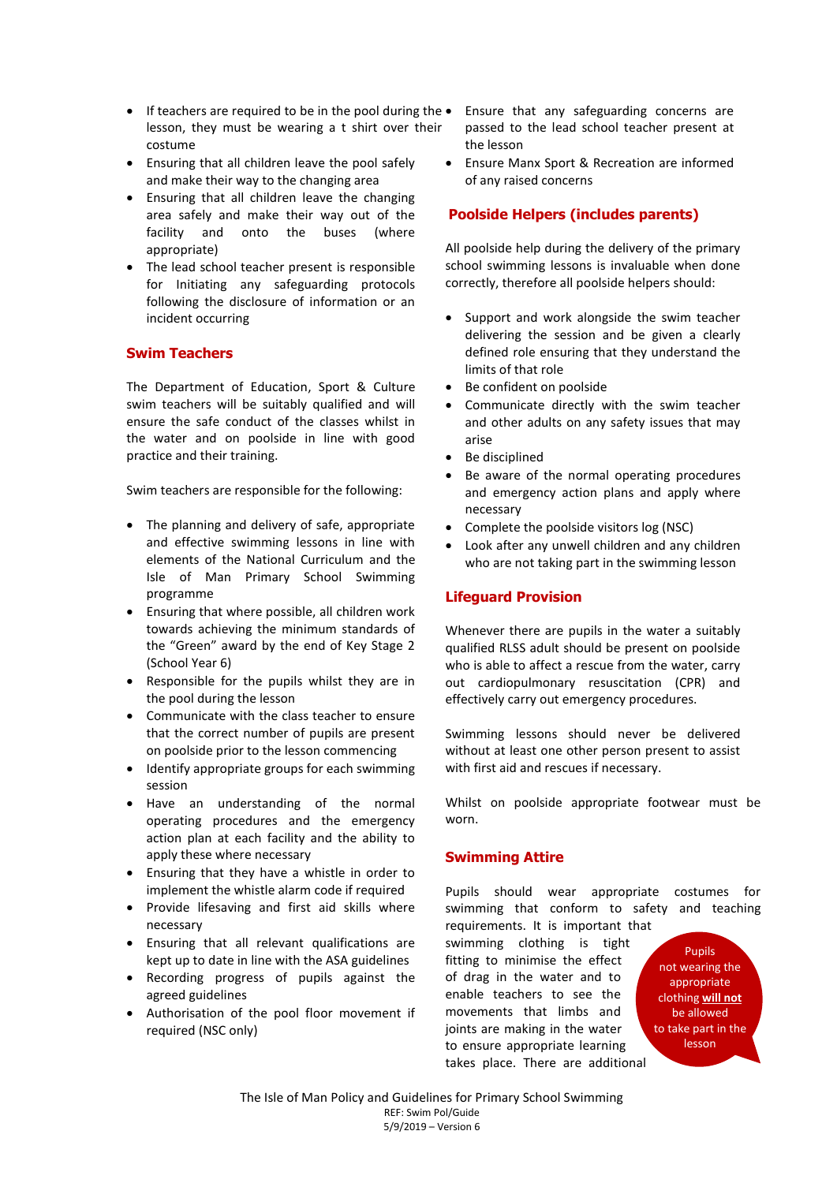- If teachers are required to be in the pool during the lesson, they must be wearing a t shirt over their costume
- Ensuring that all children leave the pool safely and make their way to the changing area
- Ensuring that all children leave the changing area safely and make their way out of the facility and onto the buses (where appropriate)
- The lead school teacher present is responsible for Initiating any safeguarding protocols following the disclosure of information or an incident occurring

## Swim Teachers

The Department of Education, Sport & Culture swim teachers will be suitably qualified and will ensure the safe conduct of the classes whilst in the water and on poolside in line with good practice and their training.

Swim teachers are responsible for the following:

- The planning and delivery of safe, appropriate and effective swimming lessons in line with elements of the National Curriculum and the Isle of Man Primary School Swimming programme
- Ensuring that where possible, all children work towards achieving the minimum standards of the "Green" award by the end of Key Stage 2 (School Year 6)
- Responsible for the pupils whilst they are in the pool during the lesson
- Communicate with the class teacher to ensure that the correct number of pupils are present on poolside prior to the lesson commencing
- Identify appropriate groups for each swimming session
- Have an understanding of the normal operating procedures and the emergency action plan at each facility and the ability to apply these where necessary
- Ensuring that they have a whistle in order to implement the whistle alarm code if required
- Provide lifesaving and first aid skills where necessary
- Ensuring that all relevant qualifications are kept up to date in line with the ASA guidelines
- Recording progress of pupils against the agreed guidelines
- Authorisation of the pool floor movement if required (NSC only)
- Ensure that any safeguarding concerns are passed to the lead school teacher present at the lesson
- Ensure Manx Sport & Recreation are informed of any raised concerns

## Poolside Helpers (includes parents)

All poolside help during the delivery of the primary school swimming lessons is invaluable when done correctly, therefore all poolside helpers should:

- Support and work alongside the swim teacher delivering the session and be given a clearly defined role ensuring that they understand the limits of that role
- Be confident on poolside
- Communicate directly with the swim teacher and other adults on any safety issues that may arise
- Be disciplined
- Be aware of the normal operating procedures and emergency action plans and apply where necessary
- Complete the poolside visitors log (NSC)
- Look after any unwell children and any children who are not taking part in the swimming lesson

## Lifeguard Provision

Whenever there are pupils in the water a suitably qualified RLSS adult should be present on poolside who is able to affect a rescue from the water, carry out cardiopulmonary resuscitation (CPR) and effectively carry out emergency procedures.

Swimming lessons should never be delivered without at least one other person present to assist with first aid and rescues if necessary.

Whilst on poolside appropriate footwear must be worn.

## Swimming Attire

Pupils should wear appropriate costumes for swimming that conform to safety and teaching requirements. It is important that swimming clothing is tight fitting to minimise the effect of drag in the water and to enable teachers to see the movements that limbs and joints are making in the water to ensure appropriate learning takes place. There are additional

Pupils not wearing the appropriate clothing **will not** be allowed to take part in the lesson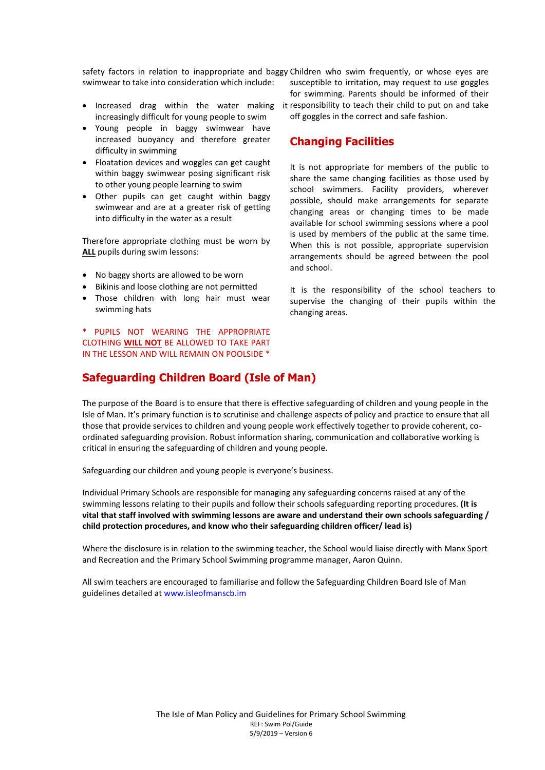safety factors in relation to inappropriate and baggy swimwear to take into consideration which include:

- Increased drag within the water making it increasingly difficult for young people to swim
- Young people in baggy swimwear have increased buoyancy and therefore greater difficulty in swimming
- Floatation devices and woggles can get caught within baggy swimwear posing significant risk to other young people learning to swim
- Other pupils can get caught within baggy swimwear and are at a greater risk of getting into difficulty in the water as a result

Therefore appropriate clothing must be worn by **ALL** pupils during swim lessons:

- No baggy shorts are allowed to be worn
- Bikinis and loose clothing are not permitted
- Those children with long hair must wear swimming hats

* PUPILS NOT WEARING THE APPROPRIATE CLOTHING **WILL NOT** BE ALLOWED TO TAKE PART IN THE LESSON AND WILL REMAIN ON POOLSIDE *

Children who swim frequently, or whose eyes are susceptible to irritation, may request to use goggles for swimming. Parents should be informed of their responsibility to teach their child to put on and take off goggles in the correct and safe fashion.

## Changing Facilities

It is not appropriate for members of the public to share the same changing facilities as those used by school swimmers. Facility providers, wherever possible, should make arrangements for separate changing areas or changing times to be made available for school swimming sessions where a pool is used by members of the public at the same time. When this is not possible, appropriate supervision arrangements should be agreed between the pool and school.

It is the responsibility of the school teachers to supervise the changing of their pupils within the changing areas.

## Safeguarding Children Board (Isle of Man)

The purpose of the Board is to ensure that there is effective safeguarding of children and young people in the Isle of Man. It's primary function is to scrutinise and challenge aspects of policy and practice to ensure that all those that provide services to children and young people work effectively together to provide coherent, co-ordinated safeguarding provision. Robust information sharing, communication and collaborative working is critical in ensuring the safeguarding of children and young people.

Safeguarding our children and young people is everyone's business.

Individual Primary Schools are responsible for managing any safeguarding concerns raised at any of the swimming lessons relating to their pupils and follow their schools safeguarding reporting procedures. **(It is vital that staff involved with swimming lessons are aware and understand their own schools safeguarding / child protection procedures, and know who their safeguarding children officer/ lead is)**

Where the disclosure is in relation to the swimming teacher, the School would liaise directly with Manx Sport and Recreation and the Primary School Swimming programme manager, Aaron Quinn.

All swim teachers are encouraged to familiarise and follow the Safeguarding Children Board Isle of Man guidelines detailed at www.isleofmanscb.im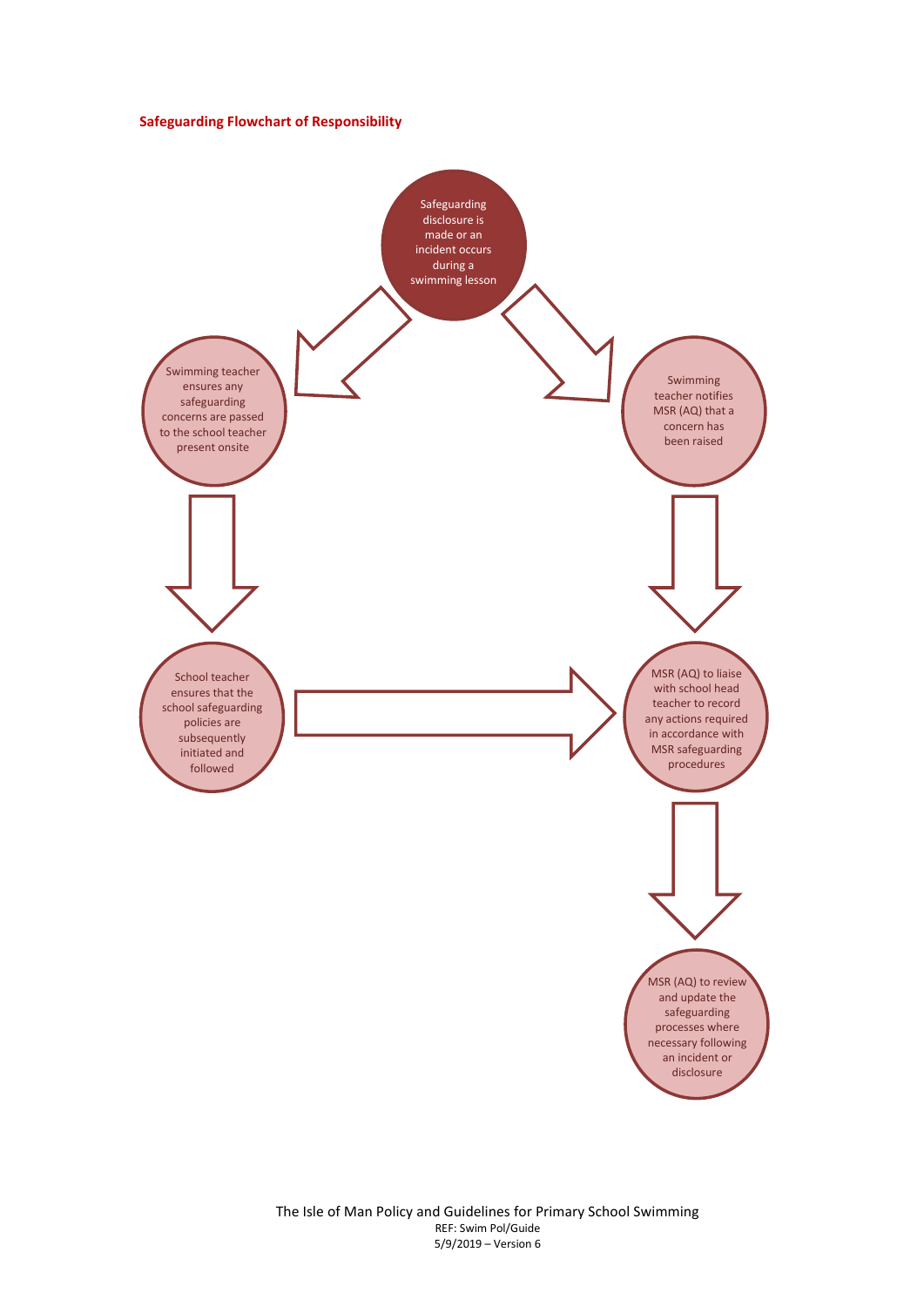**Safeguarding Flowchart of Responsibility**

Safeguarding disclosure is made or an incident occurs during a swimming lesson

Swimming teacher ensures any safeguarding concerns are passed to the school teacher present onsite

Swimming teacher notifies MSR (AQ) that a concern has been raised

School teacher ensures that the school safeguarding policies are subsequently initiated and followed

MSR (AQ) to liaise with school head teacher to record any actions required in accordance with MSR safeguarding procedures

MSR (AQ) to review and update the safeguarding processes where necessary following an incident or disclosure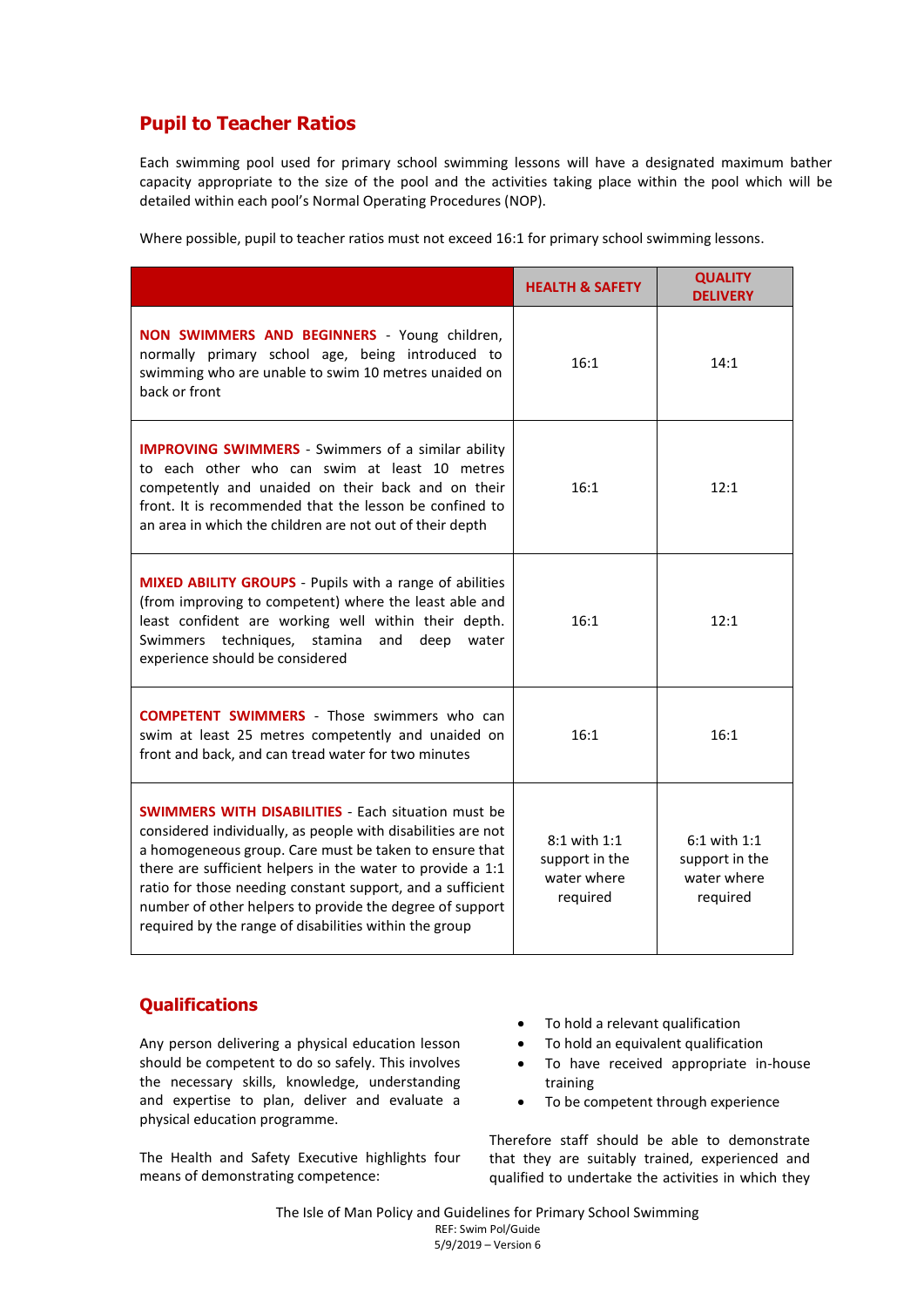## Pupil to Teacher Ratios

Each swimming pool used for primary school swimming lessons will have a designated maximum bather capacity appropriate to the size of the pool and the activities taking place within the pool which will be detailed within each pool's Normal Operating Procedures (NOP).

Where possible, pupil to teacher ratios must not exceed 16:1 for primary school swimming lessons.

| | HEALTH & SAFETY | QUALITY DELIVERY |
|---|---|---|
| **NON SWIMMERS AND BEGINNERS** - Young children, normally primary school age, being introduced to swimming who are unable to swim 10 metres unaided on back or front | 16:1 | 14:1 |
| **IMPROVING SWIMMERS** - Swimmers of a similar ability to each other who can swim at least 10 metres competently and unaided on their back and on their front. It is recommended that the lesson be confined to an area in which the children are not out of their depth | 16:1 | 12:1 |
| **MIXED ABILITY GROUPS** - Pupils with a range of abilities (from improving to competent) where the least able and least confident are working well within their depth. Swimmers techniques, stamina and deep water experience should be considered | 16:1 | 12:1 |
| **COMPETENT SWIMMERS** - Those swimmers who can swim at least 25 metres competently and unaided on front and back, and can tread water for two minutes | 16:1 | 16:1 |
| **SWIMMERS WITH DISABILITIES** - Each situation must be considered individually, as people with disabilities are not a homogeneous group. Care must be taken to ensure that there are sufficient helpers in the water to provide a 1:1 ratio for those needing constant support, and a sufficient number of other helpers to provide the degree of support required by the range of disabilities within the group | 8:1 with 1:1 support in the water where required | 6:1 with 1:1 support in the water where required |

## Qualifications

Any person delivering a physical education lesson should be competent to do so safely. This involves the necessary skills, knowledge, understanding and expertise to plan, deliver and evaluate a physical education programme.

The Health and Safety Executive highlights four means of demonstrating competence:

- To hold a relevant qualification
- To hold an equivalent qualification
- To have received appropriate in-house training
- To be competent through experience

Therefore staff should be able to demonstrate that they are suitably trained, experienced and qualified to undertake the activities in which they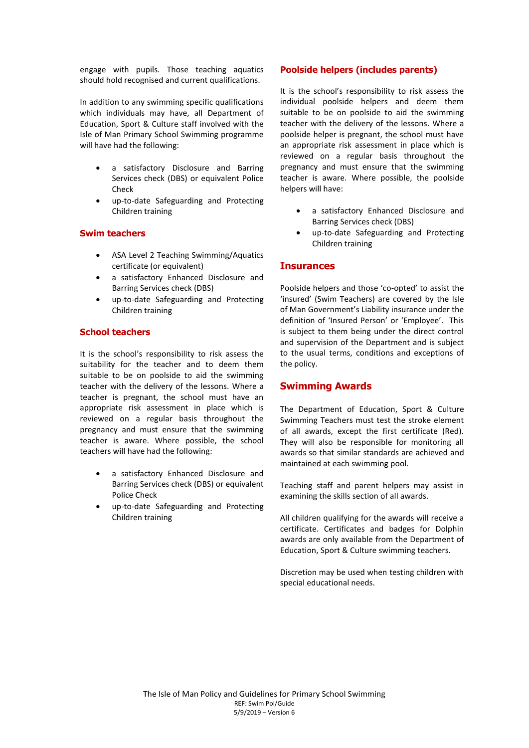engage with pupils. Those teaching aquatics should hold recognised and current qualifications.

In addition to any swimming specific qualifications which individuals may have, all Department of Education, Sport & Culture staff involved with the Isle of Man Primary School Swimming programme will have had the following:

- a satisfactory Disclosure and Barring Services check (DBS) or equivalent Police Check
- up-to-date Safeguarding and Protecting Children training

## Swim teachers

- ASA Level 2 Teaching Swimming/Aquatics certificate (or equivalent)
- a satisfactory Enhanced Disclosure and Barring Services check (DBS)
- up-to-date Safeguarding and Protecting Children training

## School teachers

It is the school's responsibility to risk assess the suitability for the teacher and to deem them suitable to be on poolside to aid the swimming teacher with the delivery of the lessons. Where a teacher is pregnant, the school must have an appropriate risk assessment in place which is reviewed on a regular basis throughout the pregnancy and must ensure that the swimming teacher is aware. Where possible, the school teachers will have had the following:

- a satisfactory Enhanced Disclosure and Barring Services check (DBS) or equivalent Police Check
- up-to-date Safeguarding and Protecting Children training

## Poolside helpers (includes parents)

It is the school's responsibility to risk assess the individual poolside helpers and deem them suitable to be on poolside to aid the swimming teacher with the delivery of the lessons. Where a poolside helper is pregnant, the school must have an appropriate risk assessment in place which is reviewed on a regular basis throughout the pregnancy and must ensure that the swimming teacher is aware. Where possible, the poolside helpers will have:

- a satisfactory Enhanced Disclosure and Barring Services check (DBS)
- up-to-date Safeguarding and Protecting Children training

## Insurances

Poolside helpers and those 'co-opted' to assist the 'insured' (Swim Teachers) are covered by the Isle of Man Government's Liability insurance under the definition of 'Insured Person' or 'Employee'. This is subject to them being under the direct control and supervision of the Department and is subject to the usual terms, conditions and exceptions of the policy.

## Swimming Awards

The Department of Education, Sport & Culture Swimming Teachers must test the stroke element of all awards, except the first certificate (Red). They will also be responsible for monitoring all awards so that similar standards are achieved and maintained at each swimming pool.

Teaching staff and parent helpers may assist in examining the skills section of all awards.

All children qualifying for the awards will receive a certificate. Certificates and badges for Dolphin awards are only available from the Department of Education, Sport & Culture swimming teachers.

Discretion may be used when testing children with special educational needs.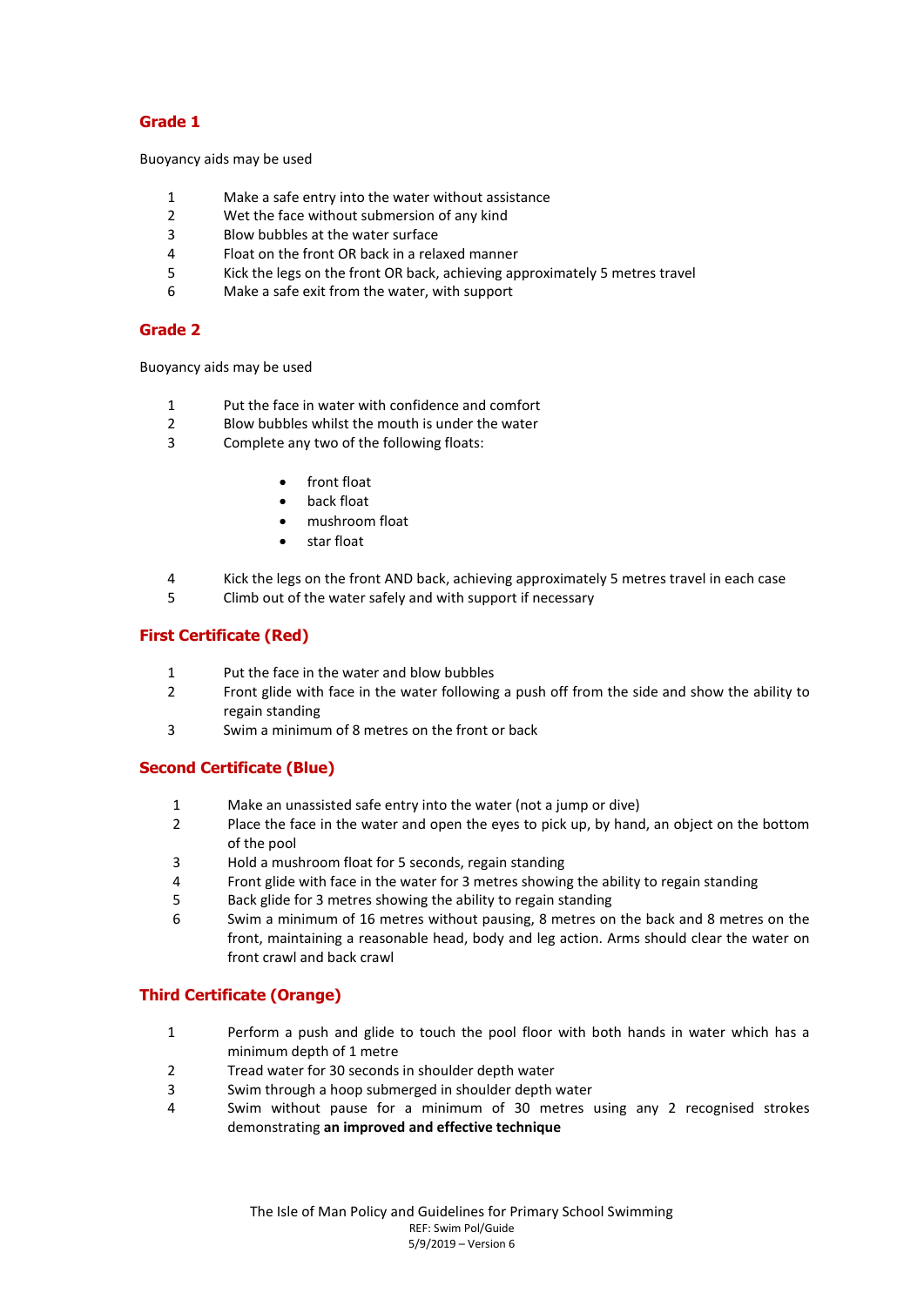## Grade 1

Buoyancy aids may be used

1. Make a safe entry into the water without assistance
2. Wet the face without submersion of any kind
3. Blow bubbles at the water surface
4. Float on the front OR back in a relaxed manner
5. Kick the legs on the front OR back, achieving approximately 5 metres travel
6. Make a safe exit from the water, with support

## Grade 2

Buoyancy aids may be used

1. Put the face in water with confidence and comfort
2. Blow bubbles whilst the mouth is under the water
3. Complete any two of the following floats:
   - front float
   - back float
   - mushroom float
   - star float
4. Kick the legs on the front AND back, achieving approximately 5 metres travel in each case
5. Climb out of the water safely and with support if necessary

## First Certificate (Red)

1. Put the face in the water and blow bubbles
2. Front glide with face in the water following a push off from the side and show the ability to regain standing
3. Swim a minimum of 8 metres on the front or back

## Second Certificate (Blue)

1. Make an unassisted safe entry into the water (not a jump or dive)
2. Place the face in the water and open the eyes to pick up, by hand, an object on the bottom of the pool
3. Hold a mushroom float for 5 seconds, regain standing
4. Front glide with face in the water for 3 metres showing the ability to regain standing
5. Back glide for 3 metres showing the ability to regain standing
6. Swim a minimum of 16 metres without pausing, 8 metres on the back and 8 metres on the front, maintaining a reasonable head, body and leg action. Arms should clear the water on front crawl and back crawl

## Third Certificate (Orange)

1. Perform a push and glide to touch the pool floor with both hands in water which has a minimum depth of 1 metre
2. Tread water for 30 seconds in shoulder depth water
3. Swim through a hoop submerged in shoulder depth water
4. Swim without pause for a minimum of 30 metres using any 2 recognised strokes demonstrating **an improved and effective technique**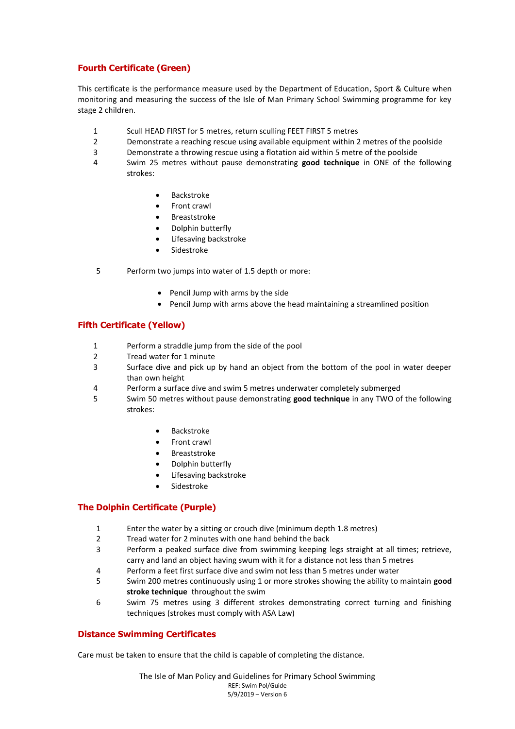### Fourth Certificate (Green)

This certificate is the performance measure used by the Department of Education, Sport & Culture when monitoring and measuring the success of the Isle of Man Primary School Swimming programme for key stage 2 children.

1. Scull HEAD FIRST for 5 metres, return sculling FEET FIRST 5 metres
2. Demonstrate a reaching rescue using available equipment within 2 metres of the poolside
3. Demonstrate a throwing rescue using a flotation aid within 5 metre of the poolside
4. Swim 25 metres without pause demonstrating **good technique** in ONE of the following strokes:
    - Backstroke
    - Front crawl
    - Breaststroke
    - Dolphin butterfly
    - Lifesaving backstroke
    - Sidestroke
5. Perform two jumps into water of 1.5 depth or more:
    - Pencil Jump with arms by the side
    - Pencil Jump with arms above the head maintaining a streamlined position

### Fifth Certificate (Yellow)

1. Perform a straddle jump from the side of the pool
2. Tread water for 1 minute
3. Surface dive and pick up by hand an object from the bottom of the pool in water deeper than own height
4. Perform a surface dive and swim 5 metres underwater completely submerged
5. Swim 50 metres without pause demonstrating **good technique** in any TWO of the following strokes:
    - Backstroke
    - Front crawl
    - Breaststroke
    - Dolphin butterfly
    - Lifesaving backstroke
    - Sidestroke

### The Dolphin Certificate (Purple)

1. Enter the water by a sitting or crouch dive (minimum depth 1.8 metres)
2. Tread water for 2 minutes with one hand behind the back
3. Perform a peaked surface dive from swimming keeping legs straight at all times; retrieve, carry and land an object having swum with it for a distance not less than 5 metres
4. Perform a feet first surface dive and swim not less than 5 metres under water
5. Swim 200 metres continuously using 1 or more strokes showing the ability to maintain **good stroke technique** throughout the swim
6. Swim 75 metres using 3 different strokes demonstrating correct turning and finishing techniques (strokes must comply with ASA Law)

### Distance Swimming Certificates

Care must be taken to ensure that the child is capable of completing the distance.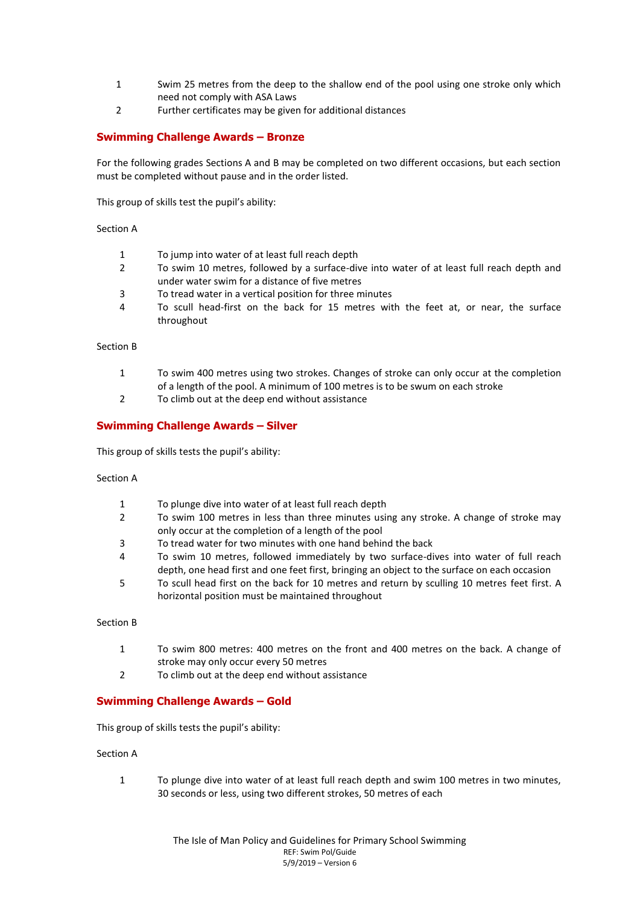1. Swim 25 metres from the deep to the shallow end of the pool using one stroke only which need not comply with ASA Laws
2. Further certificates may be given for additional distances

## Swimming Challenge Awards – Bronze

For the following grades Sections A and B may be completed on two different occasions, but each section must be completed without pause and in the order listed.

This group of skills test the pupil's ability:

Section A

1. To jump into water of at least full reach depth
2. To swim 10 metres, followed by a surface-dive into water of at least full reach depth and under water swim for a distance of five metres
3. To tread water in a vertical position for three minutes
4. To scull head-first on the back for 15 metres with the feet at, or near, the surface throughout

Section B

1. To swim 400 metres using two strokes. Changes of stroke can only occur at the completion of a length of the pool. A minimum of 100 metres is to be swum on each stroke
2. To climb out at the deep end without assistance

## Swimming Challenge Awards – Silver

This group of skills tests the pupil's ability:

Section A

1. To plunge dive into water of at least full reach depth
2. To swim 100 metres in less than three minutes using any stroke. A change of stroke may only occur at the completion of a length of the pool
3. To tread water for two minutes with one hand behind the back
4. To swim 10 metres, followed immediately by two surface-dives into water of full reach depth, one head first and one feet first, bringing an object to the surface on each occasion
5. To scull head first on the back for 10 metres and return by sculling 10 metres feet first. A horizontal position must be maintained throughout

Section B

1. To swim 800 metres: 400 metres on the front and 400 metres on the back. A change of stroke may only occur every 50 metres
2. To climb out at the deep end without assistance

## Swimming Challenge Awards – Gold

This group of skills tests the pupil's ability:

Section A

1. To plunge dive into water of at least full reach depth and swim 100 metres in two minutes, 30 seconds or less, using two different strokes, 50 metres of each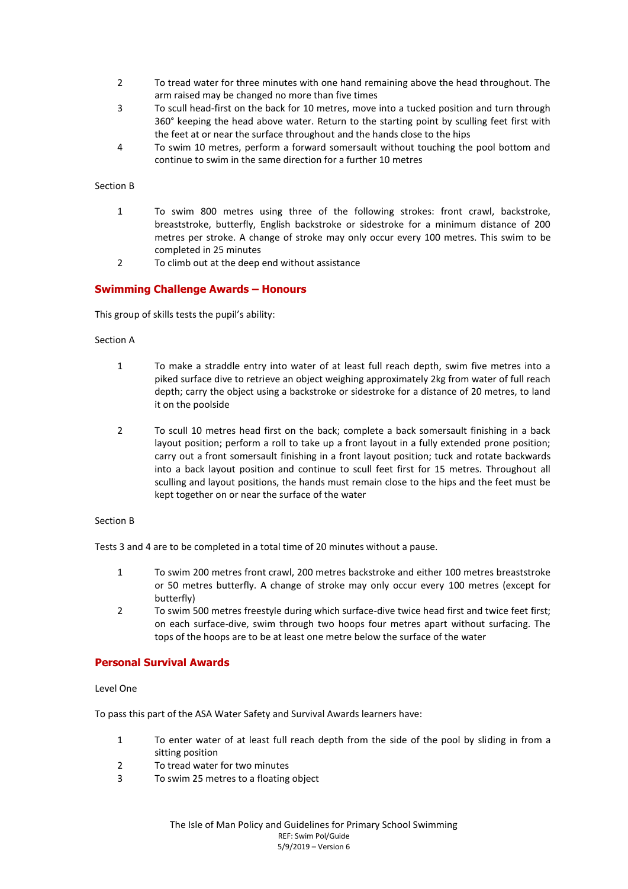2. To tread water for three minutes with one hand remaining above the head throughout. The arm raised may be changed no more than five times
3. To scull head-first on the back for 10 metres, move into a tucked position and turn through 360° keeping the head above water. Return to the starting point by sculling feet first with the feet at or near the surface throughout and the hands close to the hips
4. To swim 10 metres, perform a forward somersault without touching the pool bottom and continue to swim in the same direction for a further 10 metres

Section B

1. To swim 800 metres using three of the following strokes: front crawl, backstroke, breaststroke, butterfly, English backstroke or sidestroke for a minimum distance of 200 metres per stroke. A change of stroke may only occur every 100 metres. This swim to be completed in 25 minutes
2. To climb out at the deep end without assistance

## Swimming Challenge Awards – Honours

This group of skills tests the pupil's ability:

Section A

1. To make a straddle entry into water of at least full reach depth, swim five metres into a piked surface dive to retrieve an object weighing approximately 2kg from water of full reach depth; carry the object using a backstroke or sidestroke for a distance of 20 metres, to land it on the poolside

2. To scull 10 metres head first on the back; complete a back somersault finishing in a back layout position; perform a roll to take up a front layout in a fully extended prone position; carry out a front somersault finishing in a front layout position; tuck and rotate backwards into a back layout position and continue to scull feet first for 15 metres. Throughout all sculling and layout positions, the hands must remain close to the hips and the feet must be kept together on or near the surface of the water

Section B

Tests 3 and 4 are to be completed in a total time of 20 minutes without a pause.

1. To swim 200 metres front crawl, 200 metres backstroke and either 100 metres breaststroke or 50 metres butterfly. A change of stroke may only occur every 100 metres (except for butterfly)
2. To swim 500 metres freestyle during which surface-dive twice head first and twice feet first; on each surface-dive, swim through two hoops four metres apart without surfacing. The tops of the hoops are to be at least one metre below the surface of the water

## Personal Survival Awards

Level One

To pass this part of the ASA Water Safety and Survival Awards learners have:

1. To enter water of at least full reach depth from the side of the pool by sliding in from a sitting position
2. To tread water for two minutes
3. To swim 25 metres to a floating object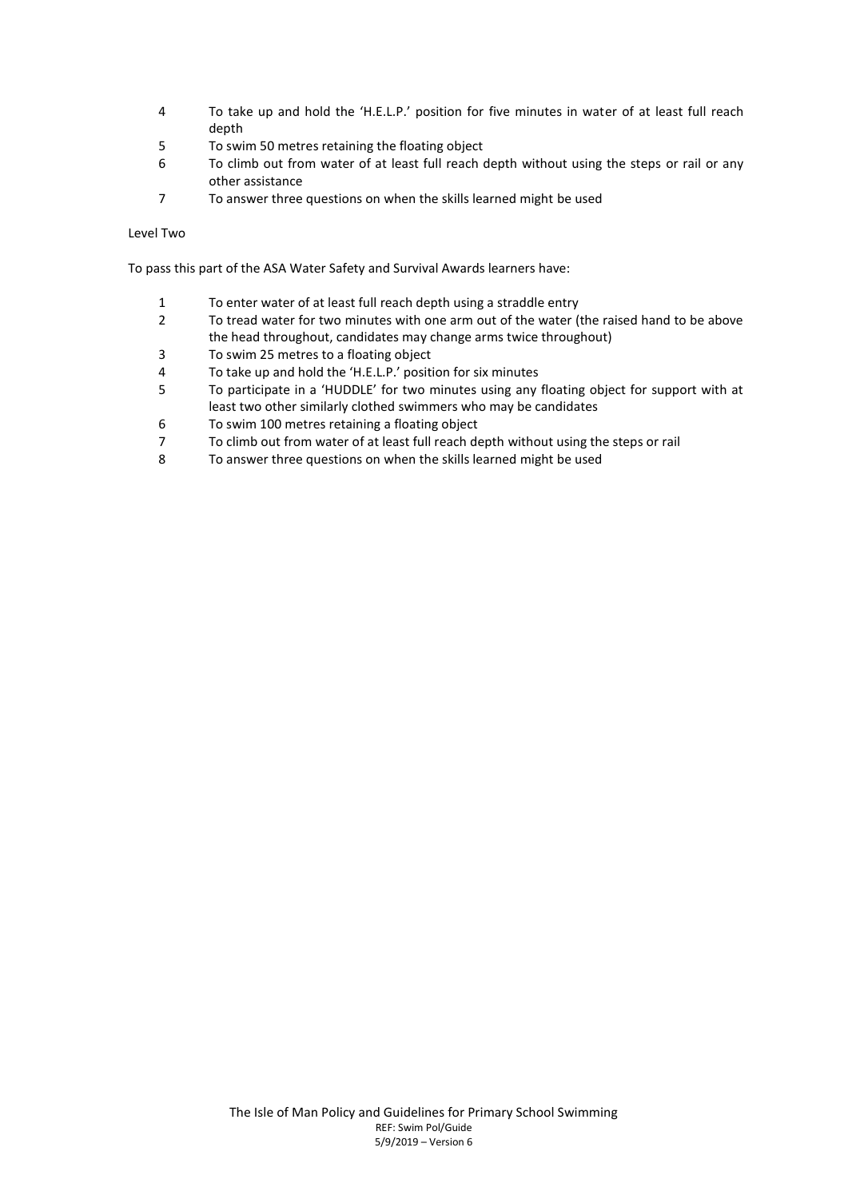4. To take up and hold the 'H.E.L.P.' position for five minutes in water of at least full reach depth
5. To swim 50 metres retaining the floating object
6. To climb out from water of at least full reach depth without using the steps or rail or any other assistance
7. To answer three questions on when the skills learned might be used

Level Two

To pass this part of the ASA Water Safety and Survival Awards learners have:

1. To enter water of at least full reach depth using a straddle entry
2. To tread water for two minutes with one arm out of the water (the raised hand to be above the head throughout, candidates may change arms twice throughout)
3. To swim 25 metres to a floating object
4. To take up and hold the 'H.E.L.P.' position for six minutes
5. To participate in a 'HUDDLE' for two minutes using any floating object for support with at least two other similarly clothed swimmers who may be candidates
6. To swim 100 metres retaining a floating object
7. To climb out from water of at least full reach depth without using the steps or rail
8. To answer three questions on when the skills learned might be used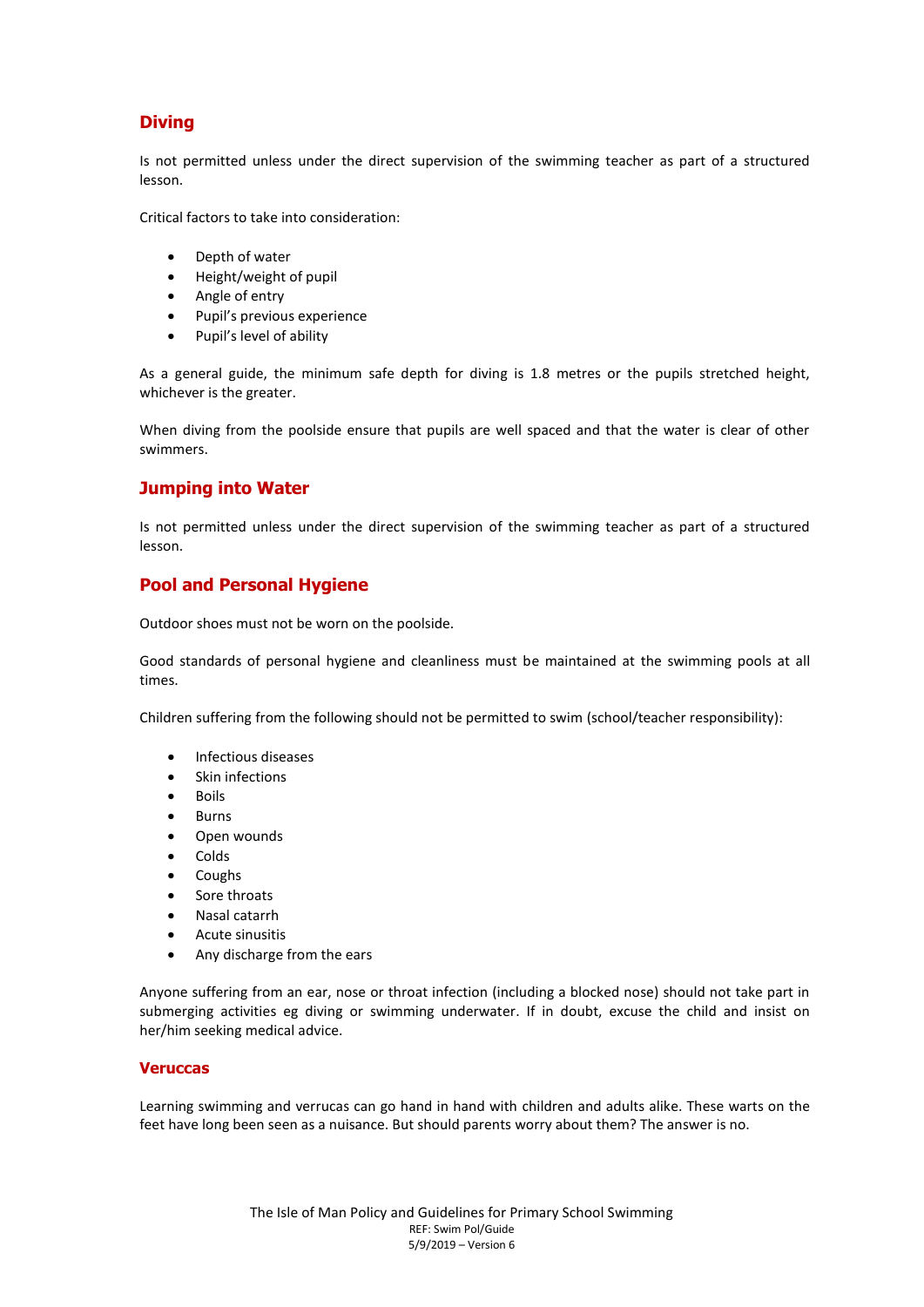## Diving

Is not permitted unless under the direct supervision of the swimming teacher as part of a structured lesson.

Critical factors to take into consideration:

- Depth of water
- Height/weight of pupil
- Angle of entry
- Pupil's previous experience
- Pupil's level of ability

As a general guide, the minimum safe depth for diving is 1.8 metres or the pupils stretched height, whichever is the greater.

When diving from the poolside ensure that pupils are well spaced and that the water is clear of other swimmers.

## Jumping into Water

Is not permitted unless under the direct supervision of the swimming teacher as part of a structured lesson.

## Pool and Personal Hygiene

Outdoor shoes must not be worn on the poolside.

Good standards of personal hygiene and cleanliness must be maintained at the swimming pools at all times.

Children suffering from the following should not be permitted to swim (school/teacher responsibility):

- Infectious diseases
- Skin infections
- Boils
- Burns
- Open wounds
- Colds
- Coughs
- Sore throats
- Nasal catarrh
- Acute sinusitis
- Any discharge from the ears

Anyone suffering from an ear, nose or throat infection (including a blocked nose) should not take part in submerging activities eg diving or swimming underwater. If in doubt, excuse the child and insist on her/him seeking medical advice.

### Veruccas

Learning swimming and verrucas can go hand in hand with children and adults alike. These warts on the feet have long been seen as a nuisance. But should parents worry about them? The answer is no.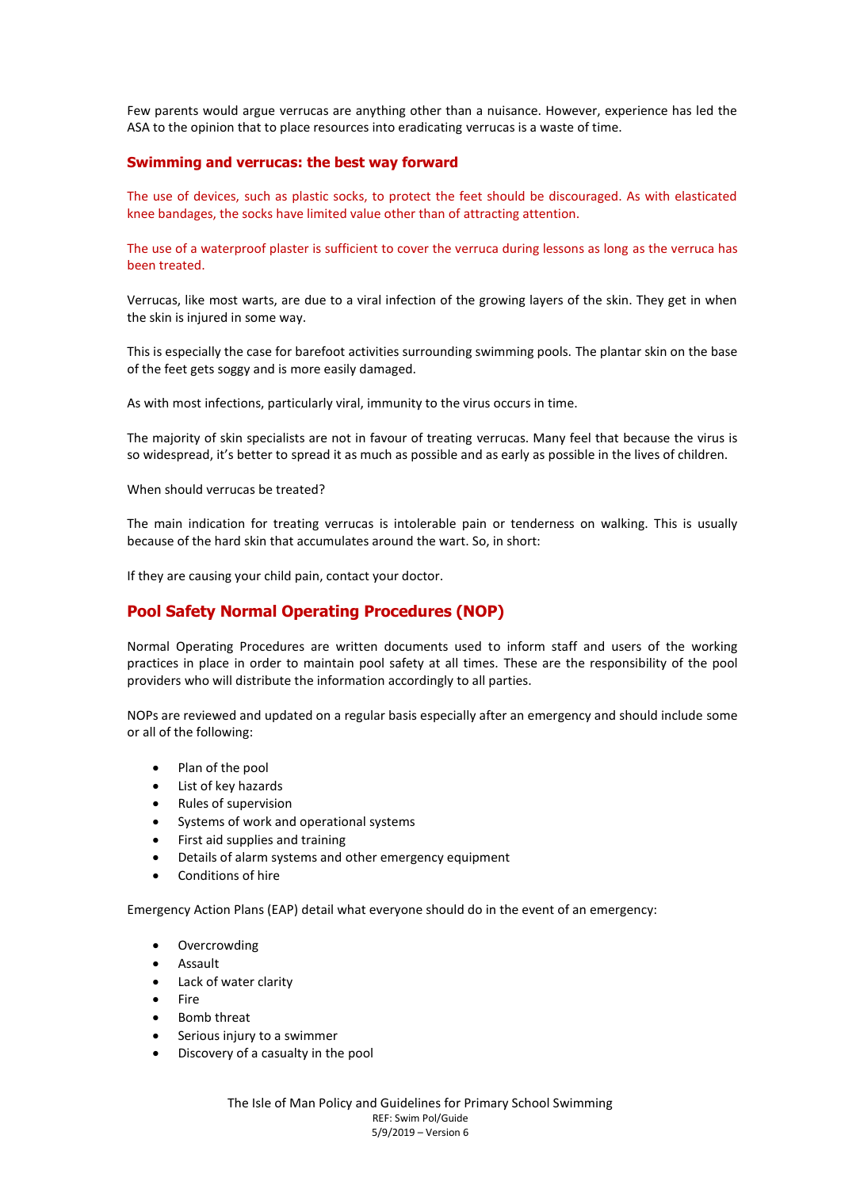Few parents would argue verrucas are anything other than a nuisance. However, experience has led the ASA to the opinion that to place resources into eradicating verrucas is a waste of time.

### Swimming and verrucas: the best way forward

The use of devices, such as plastic socks, to protect the feet should be discouraged. As with elasticated knee bandages, the socks have limited value other than of attracting attention.

The use of a waterproof plaster is sufficient to cover the verruca during lessons as long as the verruca has been treated.

Verrucas, like most warts, are due to a viral infection of the growing layers of the skin. They get in when the skin is injured in some way.

This is especially the case for barefoot activities surrounding swimming pools. The plantar skin on the base of the feet gets soggy and is more easily damaged.

As with most infections, particularly viral, immunity to the virus occurs in time.

The majority of skin specialists are not in favour of treating verrucas. Many feel that because the virus is so widespread, it's better to spread it as much as possible and as early as possible in the lives of children.

When should verrucas be treated?

The main indication for treating verrucas is intolerable pain or tenderness on walking. This is usually because of the hard skin that accumulates around the wart. So, in short:

If they are causing your child pain, contact your doctor.

## Pool Safety Normal Operating Procedures (NOP)

Normal Operating Procedures are written documents used to inform staff and users of the working practices in place in order to maintain pool safety at all times. These are the responsibility of the pool providers who will distribute the information accordingly to all parties.

NOPs are reviewed and updated on a regular basis especially after an emergency and should include some or all of the following:

- Plan of the pool
- List of key hazards
- Rules of supervision
- Systems of work and operational systems
- First aid supplies and training
- Details of alarm systems and other emergency equipment
- Conditions of hire

Emergency Action Plans (EAP) detail what everyone should do in the event of an emergency:

- Overcrowding
- Assault
- Lack of water clarity
- Fire
- Bomb threat
- Serious injury to a swimmer
- Discovery of a casualty in the pool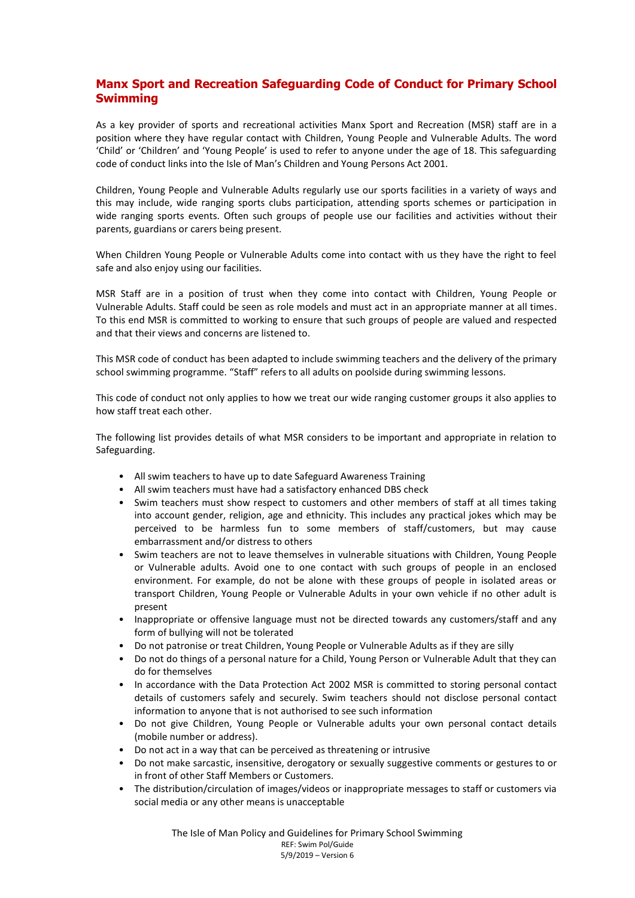## Manx Sport and Recreation Safeguarding Code of Conduct for Primary School Swimming

As a key provider of sports and recreational activities Manx Sport and Recreation (MSR) staff are in a position where they have regular contact with Children, Young People and Vulnerable Adults. The word 'Child' or 'Children' and 'Young People' is used to refer to anyone under the age of 18. This safeguarding code of conduct links into the Isle of Man's Children and Young Persons Act 2001.

Children, Young People and Vulnerable Adults regularly use our sports facilities in a variety of ways and this may include, wide ranging sports clubs participation, attending sports schemes or participation in wide ranging sports events. Often such groups of people use our facilities and activities without their parents, guardians or carers being present.

When Children Young People or Vulnerable Adults come into contact with us they have the right to feel safe and also enjoy using our facilities.

MSR Staff are in a position of trust when they come into contact with Children, Young People or Vulnerable Adults. Staff could be seen as role models and must act in an appropriate manner at all times. To this end MSR is committed to working to ensure that such groups of people are valued and respected and that their views and concerns are listened to.

This MSR code of conduct has been adapted to include swimming teachers and the delivery of the primary school swimming programme. "Staff" refers to all adults on poolside during swimming lessons.

This code of conduct not only applies to how we treat our wide ranging customer groups it also applies to how staff treat each other.

The following list provides details of what MSR considers to be important and appropriate in relation to Safeguarding.

- All swim teachers to have up to date Safeguard Awareness Training
- All swim teachers must have had a satisfactory enhanced DBS check
- Swim teachers must show respect to customers and other members of staff at all times taking into account gender, religion, age and ethnicity. This includes any practical jokes which may be perceived to be harmless fun to some members of staff/customers, but may cause embarrassment and/or distress to others
- Swim teachers are not to leave themselves in vulnerable situations with Children, Young People or Vulnerable adults. Avoid one to one contact with such groups of people in an enclosed environment. For example, do not be alone with these groups of people in isolated areas or transport Children, Young People or Vulnerable Adults in your own vehicle if no other adult is present
- Inappropriate or offensive language must not be directed towards any customers/staff and any form of bullying will not be tolerated
- Do not patronise or treat Children, Young People or Vulnerable Adults as if they are silly
- Do not do things of a personal nature for a Child, Young Person or Vulnerable Adult that they can do for themselves
- In accordance with the Data Protection Act 2002 MSR is committed to storing personal contact details of customers safely and securely. Swim teachers should not disclose personal contact information to anyone that is not authorised to see such information
- Do not give Children, Young People or Vulnerable adults your own personal contact details (mobile number or address).
- Do not act in a way that can be perceived as threatening or intrusive
- Do not make sarcastic, insensitive, derogatory or sexually suggestive comments or gestures to or in front of other Staff Members or Customers.
- The distribution/circulation of images/videos or inappropriate messages to staff or customers via social media or any other means is unacceptable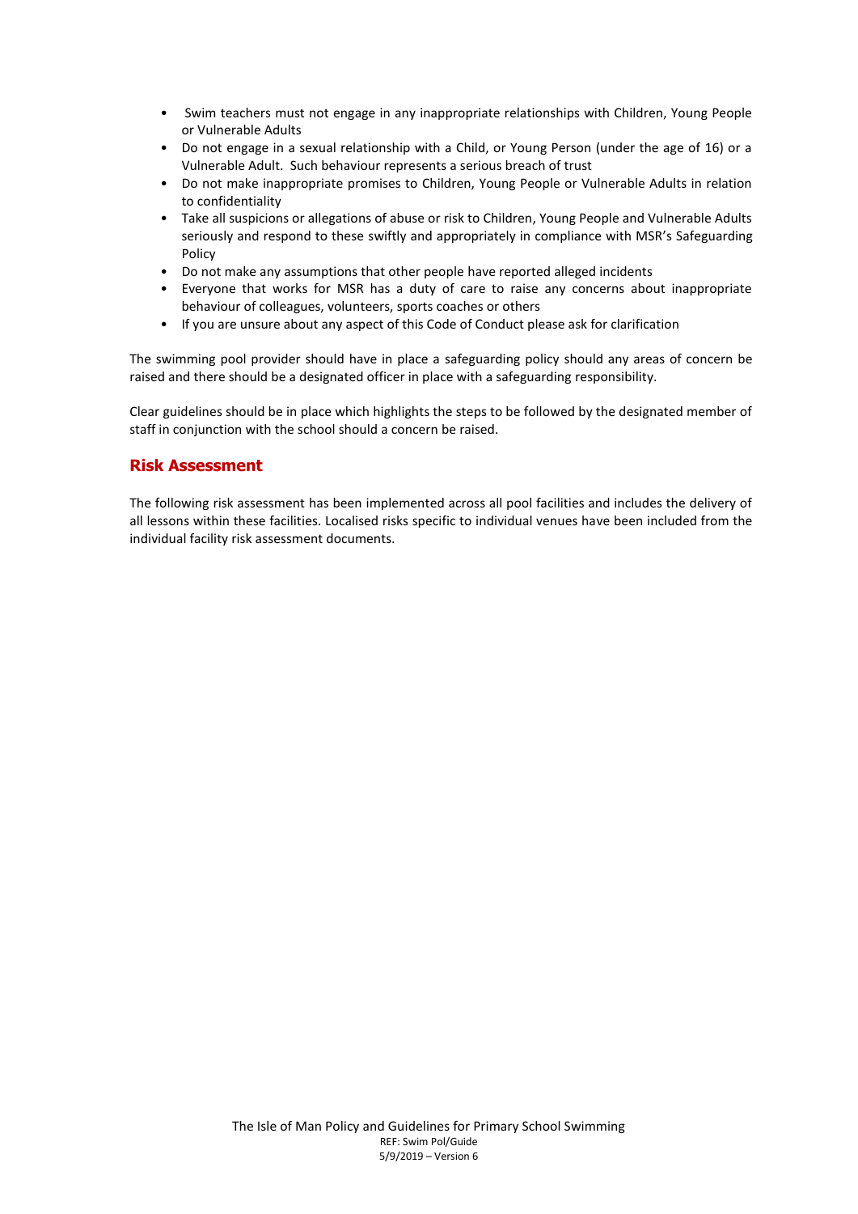- Swim teachers must not engage in any inappropriate relationships with Children, Young People or Vulnerable Adults
- Do not engage in a sexual relationship with a Child, or Young Person (under the age of 16) or a Vulnerable Adult. Such behaviour represents a serious breach of trust
- Do not make inappropriate promises to Children, Young People or Vulnerable Adults in relation to confidentiality
- Take all suspicions or allegations of abuse or risk to Children, Young People and Vulnerable Adults seriously and respond to these swiftly and appropriately in compliance with MSR's Safeguarding Policy
- Do not make any assumptions that other people have reported alleged incidents
- Everyone that works for MSR has a duty of care to raise any concerns about inappropriate behaviour of colleagues, volunteers, sports coaches or others
- If you are unsure about any aspect of this Code of Conduct please ask for clarification

The swimming pool provider should have in place a safeguarding policy should any areas of concern be raised and there should be a designated officer in place with a safeguarding responsibility.

Clear guidelines should be in place which highlights the steps to be followed by the designated member of staff in conjunction with the school should a concern be raised.

## Risk Assessment

The following risk assessment has been implemented across all pool facilities and includes the delivery of all lessons within these facilities. Localised risks specific to individual venues have been included from the individual facility risk assessment documents.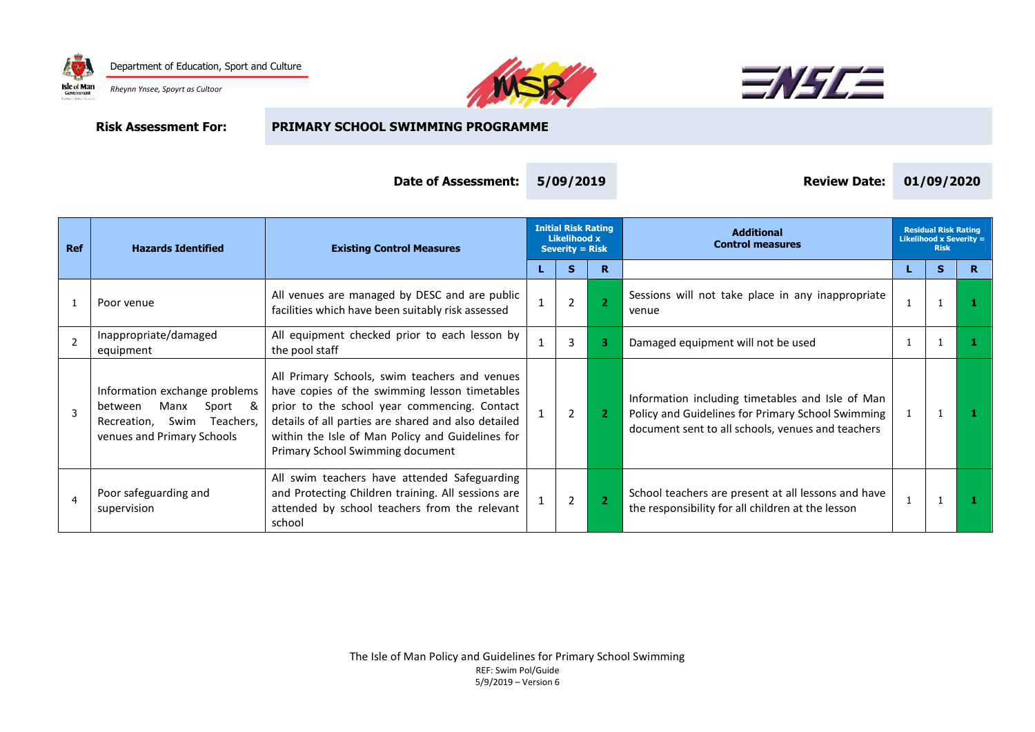Department of Education, Sport and Culture

*Rheynn Ynsee, Spoyrt as Cultoor*

**Risk Assessment For:** **PRIMARY SCHOOL SWIMMING PROGRAMME**

**Date of Assessment:** **5/09/2019** **Review Date:** **01/09/2020**

| Ref | Hazards Identified | Existing Control Measures | Initial Risk Rating Likelihood x Severity = Risk | | | Additional Control measures | Residual Risk Rating Likelihood x Severity = Risk | | |
|---|---|---|---|---|---|---|---|---|---|
| | | | L | S | R | | L | S | R |
| 1 | Poor venue | All venues are managed by DESC and are public facilities which have been suitably risk assessed | 1 | 2 | 2 | Sessions will not take place in any inappropriate venue | 1 | 1 | 1 |
| 2 | Inappropriate/damaged equipment | All equipment checked prior to each lesson by the pool staff | 1 | 3 | 3 | Damaged equipment will not be used | 1 | 1 | 1 |
| 3 | Information exchange problems between Manx Sport & Recreation, Swim Teachers, venues and Primary Schools | All Primary Schools, swim teachers and venues have copies of the swimming lesson timetables prior to the school year commencing. Contact details of all parties are shared and also detailed within the Isle of Man Policy and Guidelines for Primary School Swimming document | 1 | 2 | 2 | Information including timetables and Isle of Man Policy and Guidelines for Primary School Swimming document sent to all schools, venues and teachers | 1 | 1 | 1 |
| 4 | Poor safeguarding and supervision | All swim teachers have attended Safeguarding and Protecting Children training. All sessions are attended by school teachers from the relevant school | 1 | 2 | 2 | School teachers are present at all lessons and have the responsibility for all children at the lesson | 1 | 1 | 1 |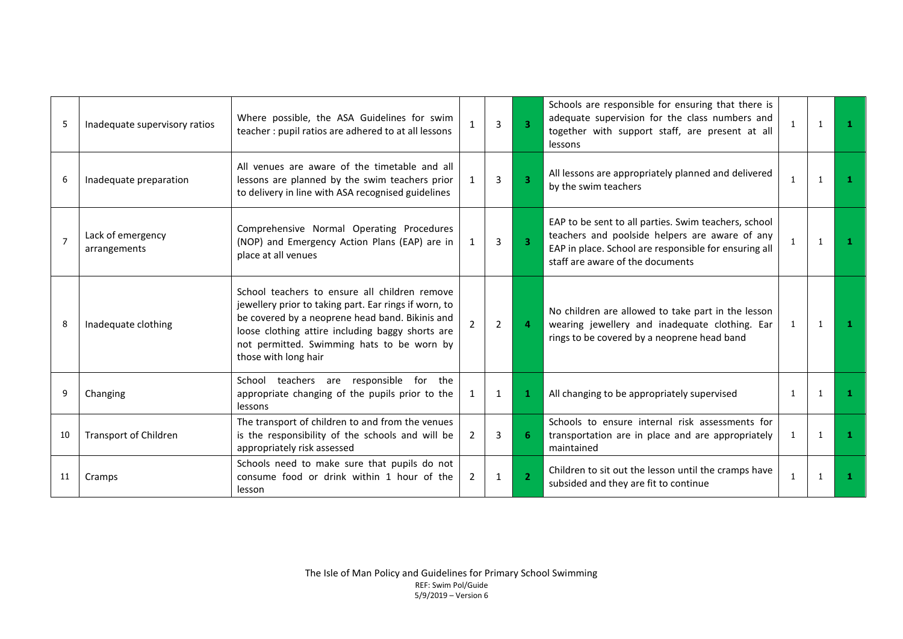| 5 | Inadequate supervisory ratios | Where possible, the ASA Guidelines for swim teacher : pupil ratios are adhered to at all lessons | 1 | 3 | 3 | Schools are responsible for ensuring that there is adequate supervision for the class numbers and together with support staff, are present at all lessons | 1 | 1 | 1 |
|---|---|---|---|---|---|---|---|---|---|
| 6 | Inadequate preparation | All venues are aware of the timetable and all lessons are planned by the swim teachers prior to delivery in line with ASA recognised guidelines | 1 | 3 | 3 | All lessons are appropriately planned and delivered by the swim teachers | 1 | 1 | 1 |
| 7 | Lack of emergency arrangements | Comprehensive Normal Operating Procedures (NOP) and Emergency Action Plans (EAP) are in place at all venues | 1 | 3 | 3 | EAP to be sent to all parties. Swim teachers, school teachers and poolside helpers are aware of any EAP in place. School are responsible for ensuring all staff are aware of the documents | 1 | 1 | 1 |
| 8 | Inadequate clothing | School teachers to ensure all children remove jewellery prior to taking part. Ear rings if worn, to be covered by a neoprene head band. Bikinis and loose clothing attire including baggy shorts are not permitted. Swimming hats to be worn by those with long hair | 2 | 2 | 4 | No children are allowed to take part in the lesson wearing jewellery and inadequate clothing. Ear rings to be covered by a neoprene head band | 1 | 1 | 1 |
| 9 | Changing | School teachers are responsible for the appropriate changing of the pupils prior to the lessons | 1 | 1 | 1 | All changing to be appropriately supervised | 1 | 1 | 1 |
| 10 | Transport of Children | The transport of children to and from the venues is the responsibility of the schools and will be appropriately risk assessed | 2 | 3 | 6 | Schools to ensure internal risk assessments for transportation are in place and are appropriately maintained | 1 | 1 | 1 |
| 11 | Cramps | Schools need to make sure that pupils do not consume food or drink within 1 hour of the lesson | 2 | 1 | 2 | Children to sit out the lesson until the cramps have subsided and they are fit to continue | 1 | 1 | 1 |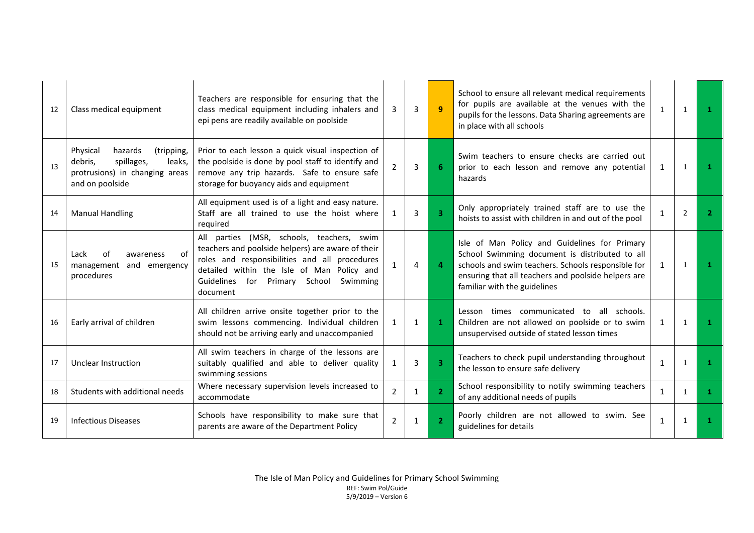| | | | | | | | | | |
|---|---|---|---|---|---|---|---|---|---|
| 12 | Class medical equipment | Teachers are responsible for ensuring that the class medical equipment including inhalers and epi pens are readily available on poolside | 3 | 3 | 9 | School to ensure all relevant medical requirements for pupils are available at the venues with the pupils for the lessons. Data Sharing agreements are in place with all schools | 1 | 1 | 1 |
| 13 | Physical hazards (tripping, debris, spillages, leaks, protrusions) in changing areas and on poolside | Prior to each lesson a quick visual inspection of the poolside is done by pool staff to identify and remove any trip hazards. Safe to ensure safe storage for buoyancy aids and equipment | 2 | 3 | 6 | Swim teachers to ensure checks are carried out prior to each lesson and remove any potential hazards | 1 | 1 | 1 |
| 14 | Manual Handling | All equipment used is of a light and easy nature. Staff are all trained to use the hoist where required | 1 | 3 | 3 | Only appropriately trained staff are to use the hoists to assist with children in and out of the pool | 1 | 2 | 2 |
| 15 | Lack of awareness of management and emergency procedures | All parties (MSR, schools, teachers, swim teachers and poolside helpers) are aware of their roles and responsibilities and all procedures detailed within the Isle of Man Policy and Guidelines for Primary School Swimming document | 1 | 4 | 4 | Isle of Man Policy and Guidelines for Primary School Swimming document is distributed to all schools and swim teachers. Schools responsible for ensuring that all teachers and poolside helpers are familiar with the guidelines | 1 | 1 | 1 |
| 16 | Early arrival of children | All children arrive onsite together prior to the swim lessons commencing. Individual children should not be arriving early and unaccompanied | 1 | 1 | 1 | Lesson times communicated to all schools. Children are not allowed on poolside or to swim unsupervised outside of stated lesson times | 1 | 1 | 1 |
| 17 | Unclear Instruction | All swim teachers in charge of the lessons are suitably qualified and able to deliver quality swimming sessions | 1 | 3 | 3 | Teachers to check pupil understanding throughout the lesson to ensure safe delivery | 1 | 1 | 1 |
| 18 | Students with additional needs | Where necessary supervision levels increased to accommodate | 2 | 1 | 2 | School responsibility to notify swimming teachers of any additional needs of pupils | 1 | 1 | 1 |
| 19 | Infectious Diseases | Schools have responsibility to make sure that parents are aware of the Department Policy | 2 | 1 | 2 | Poorly children are not allowed to swim. See guidelines for details | 1 | 1 | 1 |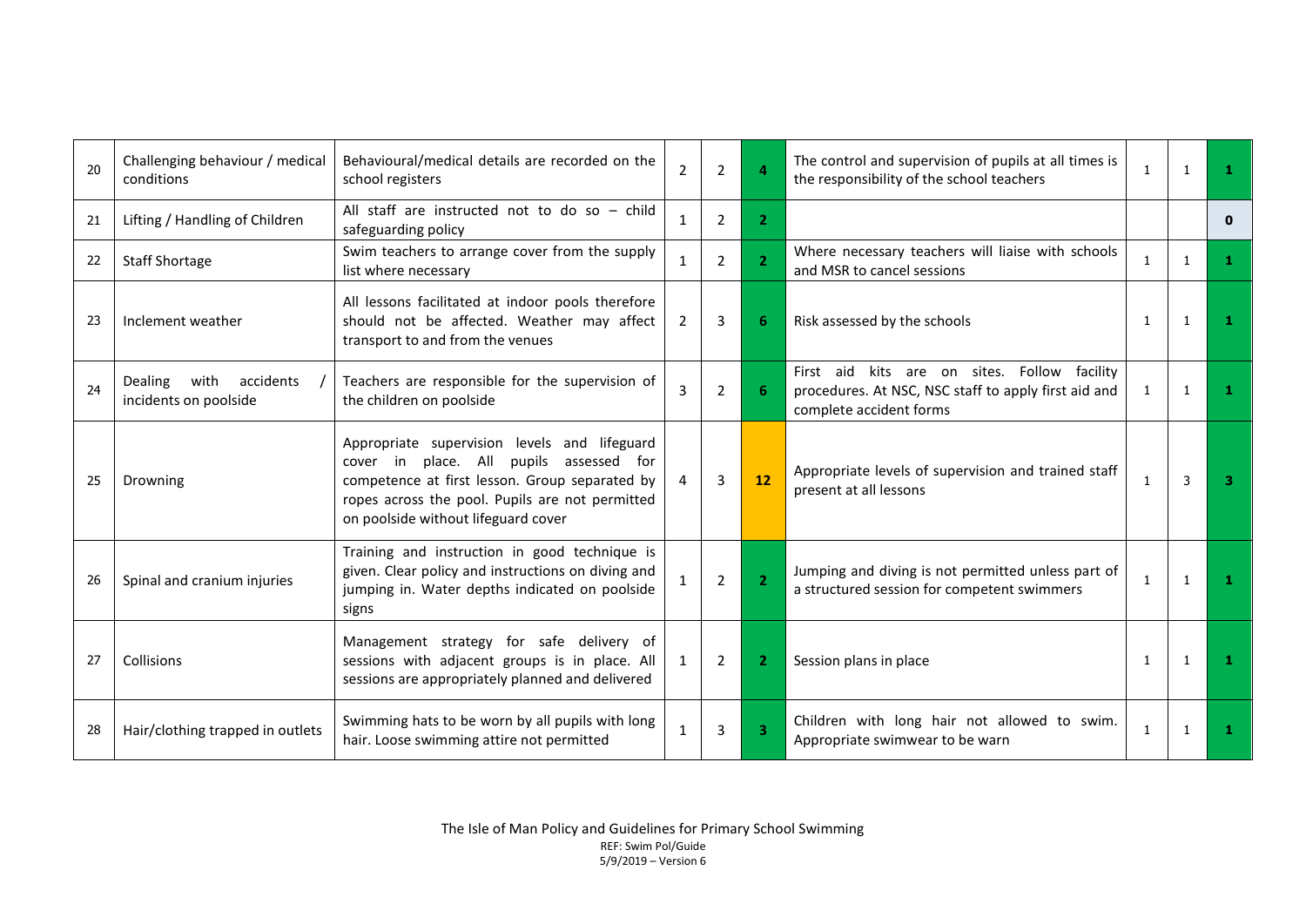| | | | | | | | | | |
|---|---|---|---|---|---|---|---|---|---|
| 20 | Challenging behaviour / medical conditions | Behavioural/medical details are recorded on the school registers | 2 | 2 | 4 | The control and supervision of pupils at all times is the responsibility of the school teachers | 1 | 1 | 1 |
| 21 | Lifting / Handling of Children | All staff are instructed not to do so – child safeguarding policy | 1 | 2 | 2 | | | | 0 |
| 22 | Staff Shortage | Swim teachers to arrange cover from the supply list where necessary | 1 | 2 | 2 | Where necessary teachers will liaise with schools and MSR to cancel sessions | 1 | 1 | 1 |
| 23 | Inclement weather | All lessons facilitated at indoor pools therefore should not be affected. Weather may affect transport to and from the venues | 2 | 3 | 6 | Risk assessed by the schools | 1 | 1 | 1 |
| 24 | Dealing with accidents / incidents on poolside | Teachers are responsible for the supervision of the children on poolside | 3 | 2 | 6 | First aid kits are on sites. Follow facility procedures. At NSC, NSC staff to apply first aid and complete accident forms | 1 | 1 | 1 |
| 25 | Drowning | Appropriate supervision levels and lifeguard cover in place. All pupils assessed for competence at first lesson. Group separated by ropes across the pool. Pupils are not permitted on poolside without lifeguard cover | 4 | 3 | 12 | Appropriate levels of supervision and trained staff present at all lessons | 1 | 3 | 3 |
| 26 | Spinal and cranium injuries | Training and instruction in good technique is given. Clear policy and instructions on diving and jumping in. Water depths indicated on poolside signs | 1 | 2 | 2 | Jumping and diving is not permitted unless part of a structured session for competent swimmers | 1 | 1 | 1 |
| 27 | Collisions | Management strategy for safe delivery of sessions with adjacent groups is in place. All sessions are appropriately planned and delivered | 1 | 2 | 2 | Session plans in place | 1 | 1 | 1 |
| 28 | Hair/clothing trapped in outlets | Swimming hats to be worn by all pupils with long hair. Loose swimming attire not permitted | 1 | 3 | 3 | Children with long hair not allowed to swim. Appropriate swimwear to be warn | 1 | 1 | 1 |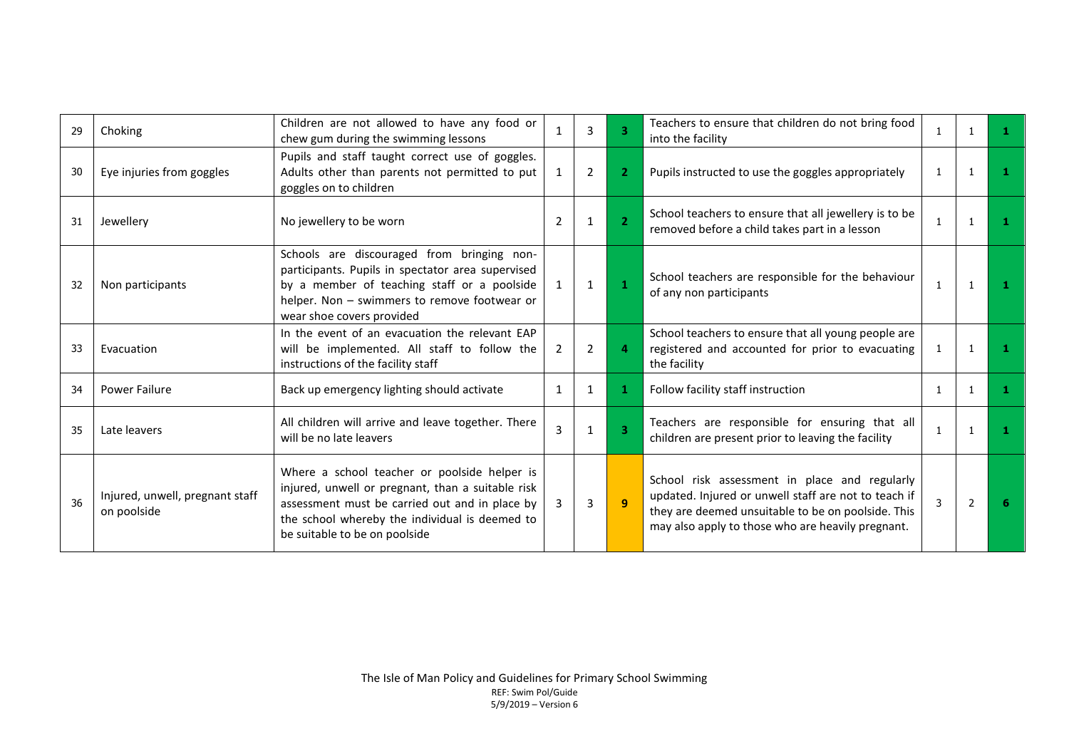| 29 | Choking | Children are not allowed to have any food or chew gum during the swimming lessons | 1 | 3 | 3 | Teachers to ensure that children do not bring food into the facility | 1 | 1 | 1 |
|---|---|---|---|---|---|---|---|---|---|
| 30 | Eye injuries from goggles | Pupils and staff taught correct use of goggles. Adults other than parents not permitted to put goggles on to children | 1 | 2 | 2 | Pupils instructed to use the goggles appropriately | 1 | 1 | 1 |
| 31 | Jewellery | No jewellery to be worn | 2 | 1 | 2 | School teachers to ensure that all jewellery is to be removed before a child takes part in a lesson | 1 | 1 | 1 |
| 32 | Non participants | Schools are discouraged from bringing non-participants. Pupils in spectator area supervised by a member of teaching staff or a poolside helper. Non – swimmers to remove footwear or wear shoe covers provided | 1 | 1 | 1 | School teachers are responsible for the behaviour of any non participants | 1 | 1 | 1 |
| 33 | Evacuation | In the event of an evacuation the relevant EAP will be implemented. All staff to follow the instructions of the facility staff | 2 | 2 | 4 | School teachers to ensure that all young people are registered and accounted for prior to evacuating the facility | 1 | 1 | 1 |
| 34 | Power Failure | Back up emergency lighting should activate | 1 | 1 | 1 | Follow facility staff instruction | 1 | 1 | 1 |
| 35 | Late leavers | All children will arrive and leave together. There will be no late leavers | 3 | 1 | 3 | Teachers are responsible for ensuring that all children are present prior to leaving the facility | 1 | 1 | 1 |
| 36 | Injured, unwell, pregnant staff on poolside | Where a school teacher or poolside helper is injured, unwell or pregnant, than a suitable risk assessment must be carried out and in place by the school whereby the individual is deemed to be suitable to be on poolside | 3 | 3 | 9 | School risk assessment in place and regularly updated. Injured or unwell staff are not to teach if they are deemed unsuitable to be on poolside. This may also apply to those who are heavily pregnant. | 3 | 2 | 6 |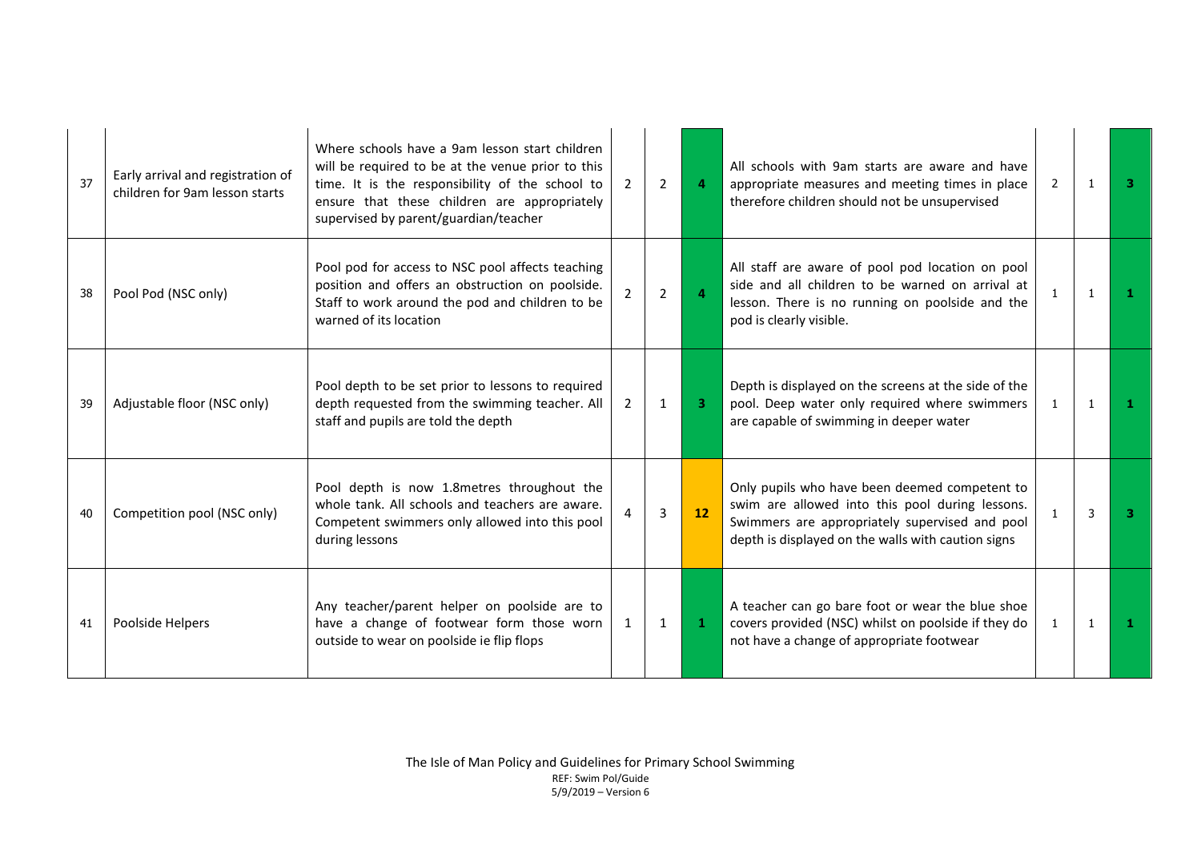| | | | | | | | | | |
|---|---|---|---|---|---|---|---|---|---|
| 37 | Early arrival and registration of children for 9am lesson starts | Where schools have a 9am lesson start children will be required to be at the venue prior to this time. It is the responsibility of the school to ensure that these children are appropriately supervised by parent/guardian/teacher | 2 | 2 | 4 | All schools with 9am starts are aware and have appropriate measures and meeting times in place therefore children should not be unsupervised | 2 | 1 | 3 |
| 38 | Pool Pod (NSC only) | Pool pod for access to NSC pool affects teaching position and offers an obstruction on poolside. Staff to work around the pod and children to be warned of its location | 2 | 2 | 4 | All staff are aware of pool pod location on pool side and all children to be warned on arrival at lesson. There is no running on poolside and the pod is clearly visible. | 1 | 1 | 1 |
| 39 | Adjustable floor (NSC only) | Pool depth to be set prior to lessons to required depth requested from the swimming teacher. All staff and pupils are told the depth | 2 | 1 | 3 | Depth is displayed on the screens at the side of the pool. Deep water only required where swimmers are capable of swimming in deeper water | 1 | 1 | 1 |
| 40 | Competition pool (NSC only) | Pool depth is now 1.8metres throughout the whole tank. All schools and teachers are aware. Competent swimmers only allowed into this pool during lessons | 4 | 3 | 12 | Only pupils who have been deemed competent to swim are allowed into this pool during lessons. Swimmers are appropriately supervised and pool depth is displayed on the walls with caution signs | 1 | 3 | 3 |
| 41 | Poolside Helpers | Any teacher/parent helper on poolside are to have a change of footwear form those worn outside to wear on poolside ie flip flops | 1 | 1 | 1 | A teacher can go bare foot or wear the blue shoe covers provided (NSC) whilst on poolside if they do not have a change of appropriate footwear | 1 | 1 | 1 |